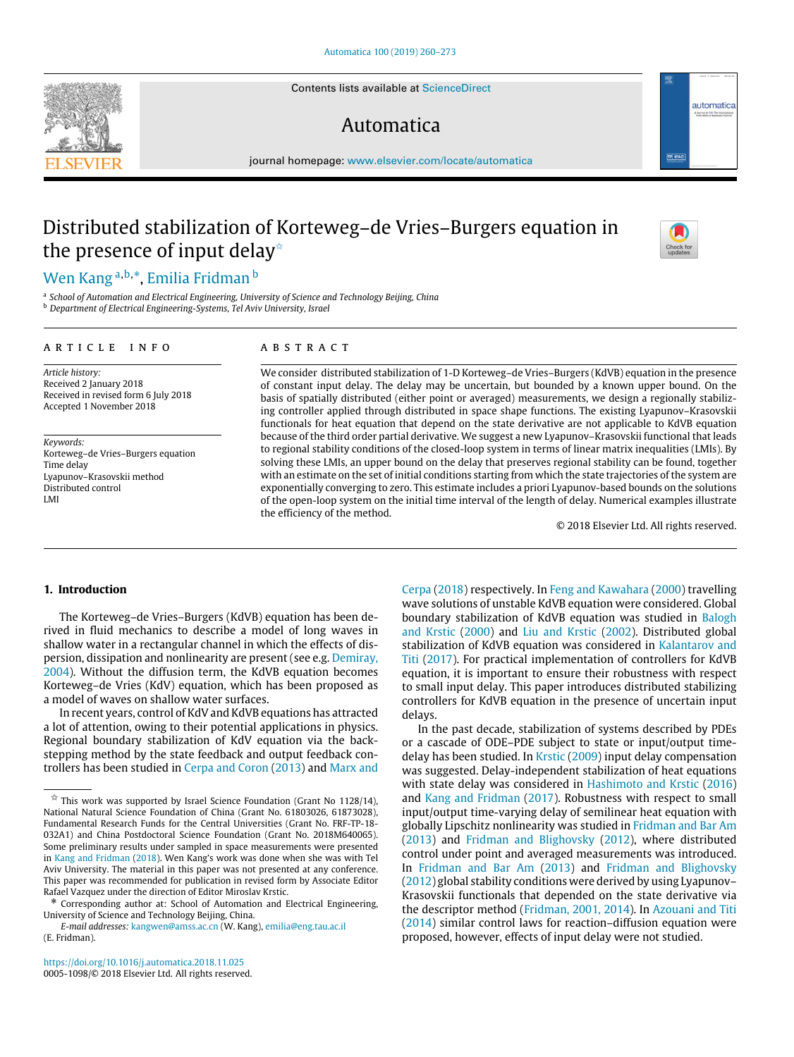# Distributed stabilization of Korteweg–de Vries–Burgers equation in the presence of input delay[☆]

Wen Kang[a,b,*], Emilia Fridman[b]

[a] School of Automation and Electrical Engineering, University of Science and Technology Beijing, China
[b] Department of Electrical Engineering-Systems, Tel Aviv University, Israel

## ARTICLE INFO

*Article history:*
Received 2 January 2018
Received in revised form 6 July 2018
Accepted 1 November 2018

*Keywords:*
Korteweg–de Vries–Burgers equation
Time delay
Lyapunov–Krasovskii method
Distributed control
LMI

## ABSTRACT

We consider distributed stabilization of 1-D Korteweg–de Vries–Burgers (KdVB) equation in the presence of constant input delay. The delay may be uncertain, but bounded by a known upper bound. On the basis of spatially distributed (either point or averaged) measurements, we design a regionally stabilizing controller applied through distributed in space shape functions. The existing Lyapunov–Krasovskii functionals for heat equation that depend on the state derivative are not applicable to KdVB equation because of the third order partial derivative. We suggest a new Lyapunov–Krasovskii functional that leads to regional stability conditions of the closed-loop system in terms of linear matrix inequalities (LMIs). By solving these LMIs, an upper bound on the delay that preserves regional stability can be found, together with an estimate on the set of initial conditions starting from which the state trajectories of the system are exponentially converging to zero. This estimate includes a priori Lyapunov-based bounds on the solutions of the open-loop system on the initial time interval of the length of delay. Numerical examples illustrate the efficiency of the method.

© 2018 Elsevier Ltd. All rights reserved.

## 1. Introduction

The Korteweg–de Vries–Burgers (KdVB) equation has been derived in fluid mechanics to describe a model of long waves in shallow water in a rectangular channel in which the effects of dispersion, dissipation and nonlinearity are present (see e.g. Demiray, 2004). Without the diffusion term, the KdVB equation becomes Korteweg–de Vries (KdV) equation, which has been proposed as a model of waves on shallow water surfaces.

In recent years, control of KdV and KdVB equations has attracted a lot of attention, owing to their potential applications in physics. Regional boundary stabilization of KdV equation via the backstepping method by the state feedback and output feedback controllers has been studied in Cerpa and Coron (2013) and Marx and Cerpa (2018) respectively. In Feng and Kawahara (2000) travelling wave solutions of unstable KdVB equation were considered. Global boundary stabilization of KdVB equation was studied in Balogh and Krstic (2000) and Liu and Krstic (2002). Distributed global stabilization of KdVB equation was considered in Kalantarov and Titi (2017). For practical implementation of controllers for KdVB equation, it is important to ensure their robustness with respect to small input delay. This paper introduces distributed stabilizing controllers for KdVB equation in the presence of uncertain input delays.

In the past decade, stabilization of systems described by PDEs or a cascade of ODE–PDE subject to state or input/output time-delay has been studied. In Krstic (2009) input delay compensation was suggested. Delay-independent stabilization of heat equations with state delay was considered in Hashimoto and Krstic (2016) and Kang and Fridman (2017). Robustness with respect to small input/output time-varying delay of semilinear heat equation with globally Lipschitz nonlinearity was studied in Fridman and Bar Am (2013) and Fridman and Blighovsky (2012), where distributed control under point and averaged measurements was introduced. In Fridman and Bar Am (2013) and Fridman and Blighovsky (2012) global stability conditions were derived by using Lyapunov–Krasovskii functionals that depended on the state derivative via the descriptor method (Fridman, 2001, 2014). In Azouani and Titi (2014) similar control laws for reaction–diffusion equation were proposed, however, effects of input delay were not studied.

---

[☆] This work was supported by Israel Science Foundation (Grant No 1128/14), National Natural Science Foundation of China (Grant No. 61803026, 61873028), Fundamental Research Funds for the Central Universities (Grant No. FRF-TP-18-032A1) and China Postdoctoral Science Foundation (Grant No. 2018M640065). Some preliminary results under sampled in space measurements were presented in Kang and Fridman (2018). Wen Kang's work was done when she was with Tel Aviv University. The material in this paper was not presented at any conference. This paper was recommended for publication in revised form by Associate Editor Rafael Vazquez under the direction of Editor Miroslav Krstic.

[*] Corresponding author at: School of Automation and Electrical Engineering, University of Science and Technology Beijing, China.

*E-mail addresses:* kangwen@amss.ac.cn (W. Kang), emilia@eng.tau.ac.il (E. Fridman).

https://doi.org/10.1016/j.automatica.2018.11.025
0005-1098/© 2018 Elsevier Ltd. All rights reserved.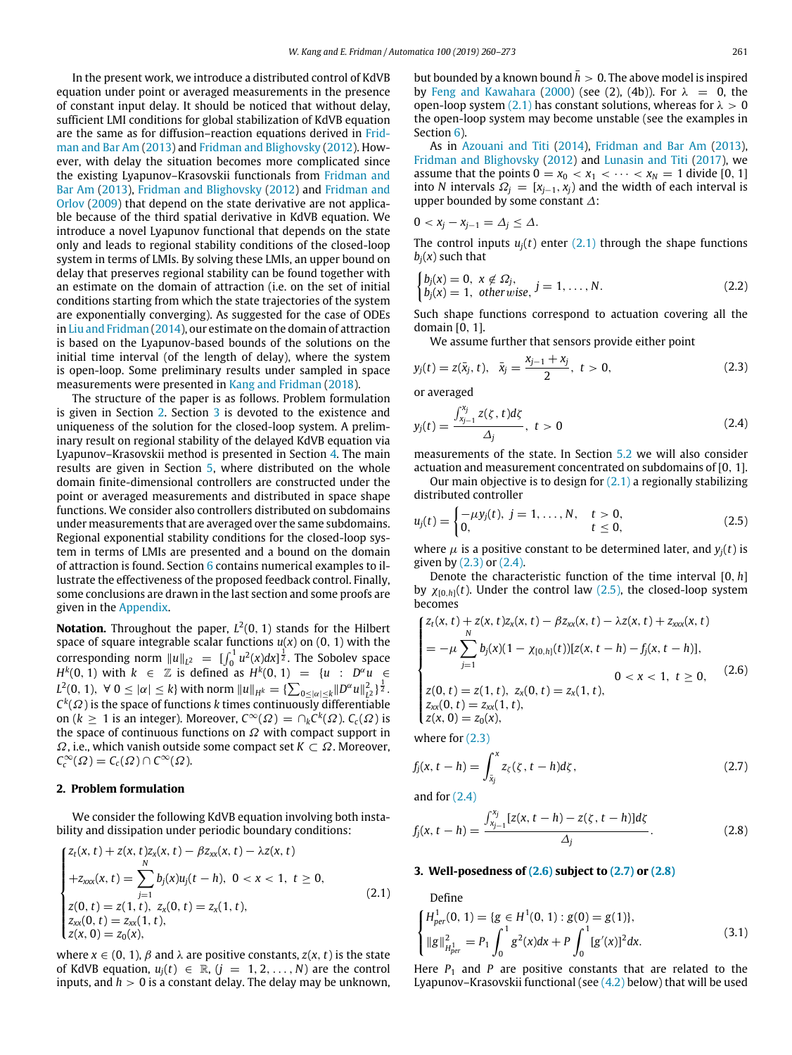In the present work, we introduce a distributed control of KdVB equation under point or averaged measurements in the presence of constant input delay. It should be noticed that without delay, sufficient LMI conditions for global stabilization of KdVB equation are the same as for diffusion–reaction equations derived in Fridman and Bar Am (2013) and Fridman and Blighovsky (2012). However, with delay the situation becomes more complicated since the existing Lyapunov–Krasovskii functionals from Fridman and Bar Am (2013), Fridman and Blighovsky (2012) and Fridman and Orlov (2009) that depend on the state derivative are not applicable because of the third spatial derivative in KdVB equation. We introduce a novel Lyapunov functional that depends on the state only and leads to regional stability conditions of the closed-loop system in terms of LMIs. By solving these LMIs, an upper bound on delay that preserves regional stability can be found together with an estimate on the domain of attraction (i.e. on the set of initial conditions starting from which the state trajectories of the system are exponentially converging). As suggested for the case of ODEs in Liu and Fridman (2014), our estimate on the domain of attraction is based on the Lyapunov-based bounds of the solutions on the initial time interval (of the length of delay), where the system is open-loop. Some preliminary results under sampled in space measurements were presented in Kang and Fridman (2018).

The structure of the paper is as follows. Problem formulation is given in Section 2. Section 3 is devoted to the existence and uniqueness of the solution for the closed-loop system. A preliminary result on regional stability of the delayed KdVB equation via Lyapunov–Krasovskii method is presented in Section 4. The main results are given in Section 5, where distributed on the whole domain finite-dimensional controllers are constructed under the point or averaged measurements and distributed in space shape functions. We consider also controllers distributed on subdomains under measurements that are averaged over the same subdomains. Regional exponential stability conditions for the closed-loop system in terms of LMIs are presented and a bound on the domain of attraction is found. Section 6 contains numerical examples to illustrate the effectiveness of the proposed feedback control. Finally, some conclusions are drawn in the last section and some proofs are given in the Appendix.

**Notation.** Throughout the paper, $L^2(0,1)$ stands for the Hilbert space of square integrable scalar functions $u(x)$ on $(0,1)$ with the corresponding norm $\|u\|_{L^2} = [\int_0^1 u^2(x)dx]^{\frac{1}{2}}$. The Sobolev space $H^k(0,1)$ with $k \in \mathbb{Z}$ is defined as $H^k(0,1) = \{u : D^\alpha u \in L^2(0,1),\ \forall\, 0 \le |\alpha| \le k\}$ with norm $\|u\|_{H^k} = \{\sum_{0\le|\alpha|\le k} \|D^\alpha u\|^2_{L^2}\}^{\frac{1}{2}}$. $C^k(\Omega)$ is the space of functions $k$ times continuously differentiable on ($k \ge 1$ is an integer). Moreover, $C^\infty(\Omega) = \cap_k C^k(\Omega)$. $C_c(\Omega)$ is the space of continuous functions on $\Omega$ with compact support in $\Omega$, i.e., which vanish outside some compact set $K \subset \Omega$. Moreover, $C_c^\infty(\Omega) = C_c(\Omega) \cap C^\infty(\Omega)$.

## 2. Problem formulation

We consider the following KdVB equation involving both instability and dissipation under periodic boundary conditions:

$$\begin{cases} z_t(x,t) + z(x,t)z_x(x,t) - \beta z_{xx}(x,t) - \lambda z(x,t) \\ +z_{xxx}(x,t) = \sum_{j=1}^{N} b_j(x)u_j(t-h),\ 0<x<1,\ t\ge 0, \\ z(0,t) = z(1,t),\ z_x(0,t) = z_x(1,t), \\ z_{xx}(0,t) = z_{xx}(1,t), \\ z(x,0) = z_0(x), \end{cases} \tag{2.1}$$

where $x \in (0,1)$, $\beta$ and $\lambda$ are positive constants, $z(x,t)$ is the state of KdVB equation, $u_j(t) \in \mathbb{R}$, $(j = 1, 2, \ldots, N)$ are the control inputs, and $h > 0$ is a constant delay. The delay may be unknown, but bounded by a known bound $\bar{h} > 0$. The above model is inspired by Feng and Kawahara (2000) (see (2), (4b)). For $\lambda = 0$, the open-loop system (2.1) has constant solutions, whereas for $\lambda > 0$ the open-loop system may become unstable (see the examples in Section 6).

As in Azouani and Titi (2014), Fridman and Bar Am (2013), Fridman and Blighovsky (2012) and Lunasin and Titi (2017), we assume that the points $0 = x_0 < x_1 < \cdots < x_N = 1$ divide $[0,1]$ into $N$ intervals $\Omega_j = [x_{j-1}, x_j)$ and the width of each interval is upper bounded by some constant $\Delta$:

$$0 < x_j - x_{j-1} = \Delta_j \le \Delta.$$

The control inputs $u_j(t)$ enter (2.1) through the shape functions $b_j(x)$ such that

$$\begin{cases} b_j(x) = 0,\ x \notin \Omega_j, \\ b_j(x) = 1,\ otherwise, \end{cases} j = 1, \ldots, N. \tag{2.2}$$

Such shape functions correspond to actuation covering all the domain $[0,1]$.

We assume further that sensors provide either point

$$y_j(t) = z(\bar{x}_j, t),\quad \bar{x}_j = \frac{x_{j-1}+x_j}{2},\ t > 0, \tag{2.3}$$

or averaged

$$y_j(t) = \frac{\int_{x_{j-1}}^{x_j} z(\zeta,t)d\zeta}{\Delta_j},\ t > 0 \tag{2.4}$$

measurements of the state. In Section 5.2 we will also consider actuation and measurement concentrated on subdomains of $[0,1]$.

Our main objective is to design for (2.1) a regionally stabilizing distributed controller

$$u_j(t) = \begin{cases} -\mu y_j(t),\ j = 1,\ldots,N, & t > 0, \\ 0, & t \le 0, \end{cases} \tag{2.5}$$

where $\mu$ is a positive constant to be determined later, and $y_j(t)$ is given by (2.3) or (2.4).

Denote the characteristic function of the time interval $[0,h]$ by $\chi_{[0,h]}(t)$. Under the control law (2.5), the closed-loop system becomes

$$\begin{cases} z_t(x,t) + z(x,t)z_x(x,t) - \beta z_{xx}(x,t) - \lambda z(x,t) + z_{xxx}(x,t) \\ = -\mu \sum_{j=1}^{N} b_j(x)(1-\chi_{[0,h]}(t))[z(x,t-h) - f_j(x,t-h)], \\ \qquad\qquad\qquad\qquad\qquad\qquad 0<x<1,\ t\ge 0, \\ z(0,t) = z(1,t),\ z_x(0,t) = z_x(1,t), \\ z_{xx}(0,t) = z_{xx}(1,t), \\ z(x,0) = z_0(x), \end{cases} \tag{2.6}$$

where for (2.3)

$$f_j(x,t-h) = \int_{\bar{x}_j}^{x} z_\zeta(\zeta, t-h)d\zeta, \tag{2.7}$$

and for (2.4)

$$f_j(x,t-h) = \frac{\int_{x_{j-1}}^{x_j}[z(x,t-h) - z(\zeta,t-h)]d\zeta}{\Delta_j}. \tag{2.8}$$

## 3. Well-posedness of (2.6) subject to (2.7) or (2.8)

Define

$$\begin{cases} H^1_{per}(0,1) = \{g \in H^1(0,1) : g(0) = g(1)\}, \\ \|g\|^2_{H^1_{per}} = P_1 \int_0^1 g^2(x)dx + P\int_0^1 [g'(x)]^2 dx. \end{cases} \tag{3.1}$$

Here $P_1$ and $P$ are positive constants that are related to the Lyapunov–Krasovskii functional (see (4.2) below) that will be used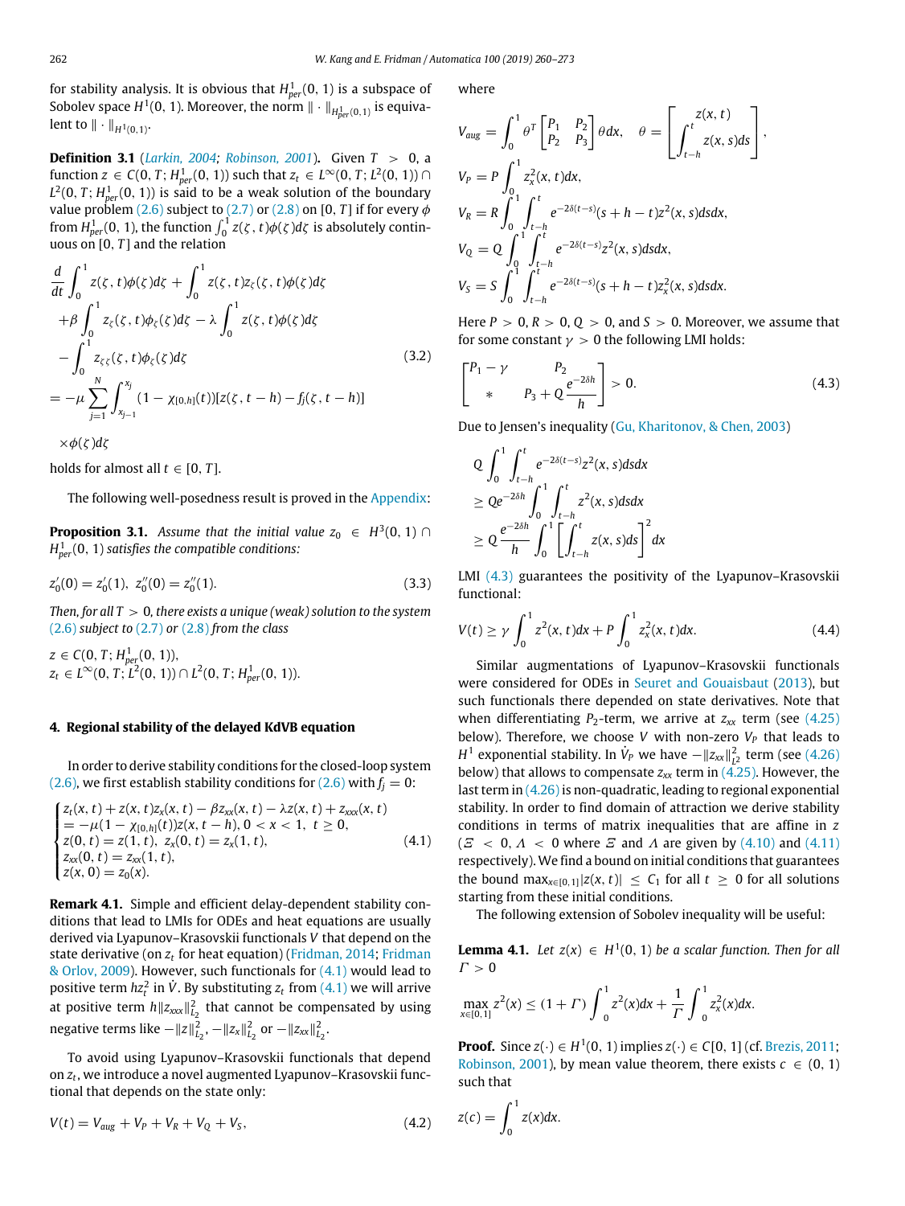for stability analysis. It is obvious that $H^1_{per}(0,1)$ is a subspace of Sobolev space $H^1(0,1)$. Moreover, the norm $\|\cdot\|_{H^1_{per}(0,1)}$ is equivalent to $\|\cdot\|_{H^1(0,1)}$.

**Definition 3.1** (Larkin, 2004; Robinson, 2001)**.** Given $T > 0$, a function $z \in C(0,T; H^1_{per}(0,1))$ such that $z_t \in L^\infty(0,T;L^2(0,1)) \cap L^2(0,T;H^1_{per}(0,1))$ is said to be a weak solution of the boundary value problem (2.6) subject to (2.7) or (2.8) on $[0,T]$ if for every $\phi$ from $H^1_{per}(0,1)$, the function $\int_0^1 z(\zeta,t)\phi(\zeta)d\zeta$ is absolutely continuous on $[0,T]$ and the relation

$$
\begin{aligned}
&\frac{d}{dt}\int_0^1 z(\zeta,t)\phi(\zeta)d\zeta + \int_0^1 z(\zeta,t)z_\zeta(\zeta,t)\phi(\zeta)d\zeta \\
&+\beta\int_0^1 z_\zeta(\zeta,t)\phi_\zeta(\zeta)d\zeta - \lambda\int_0^1 z(\zeta,t)\phi(\zeta)d\zeta \\
&-\int_0^1 z_{\zeta\zeta}(\zeta,t)\phi_\zeta(\zeta)d\zeta \\
&= -\mu\sum_{j=1}^N\int_{x_{j-1}}^{x_j}(1-\chi_{[0,h]}(t))[z(\zeta,t-h)-f_j(\zeta,t-h)] \\
&\quad\times\phi(\zeta)d\zeta
\end{aligned}
\tag{3.2}
$$

holds for almost all $t \in [0,T]$.

The following well-posedness result is proved in the Appendix:

**Proposition 3.1.** *Assume that the initial value $z_0 \in H^3(0,1) \cap H^1_{per}(0,1)$ satisfies the compatible conditions:*

$$
z_0'(0) = z_0'(1),\ \ z_0''(0) = z_0''(1). \tag{3.3}
$$

*Then, for all $T > 0$, there exists a unique (weak) solution to the system (2.6) subject to (2.7) or (2.8) from the class*

$z \in C(0,T;H^1_{per}(0,1)),$
$z_t \in L^\infty(0,T;L^2(0,1)) \cap L^2(0,T;H^1_{per}(0,1)).$

## 4. Regional stability of the delayed KdVB equation

In order to derive stability conditions for the closed-loop system (2.6), we first establish stability conditions for (2.6) with $f_j = 0$:

$$
\begin{cases}
z_t(x,t) + z(x,t)z_x(x,t) - \beta z_{xx}(x,t) - \lambda z(x,t) + z_{xxx}(x,t) \\
= -\mu(1-\chi_{[0,h]}(t))z(x,t-h),\ 0<x<1,\ t\geq 0, \\
z(0,t) = z(1,t),\ z_x(0,t) = z_x(1,t), \\
z_{xx}(0,t) = z_{xx}(1,t), \\
z(x,0) = z_0(x).
\end{cases}
\tag{4.1}
$$

**Remark 4.1.** Simple and efficient delay-dependent stability conditions that lead to LMIs for ODEs and heat equations are usually derived via Lyapunov–Krasovskii functionals $V$ that depend on the state derivative (on $z_t$ for heat equation) (Fridman, 2014; Fridman & Orlov, 2009). However, such functionals for (4.1) would lead to positive term $hz_t^2$ in $\dot V$. By substituting $z_t$ from (4.1) we will arrive at positive term $h\|z_{xxx}\|^2_{L_2}$ that cannot be compensated by using negative terms like $-\|z\|^2_{L_2}$, $-\|z_x\|^2_{L_2}$ or $-\|z_{xx}\|^2_{L_2}$.

To avoid using Lyapunov–Krasovskii functionals that depend on $z_t$, we introduce a novel augmented Lyapunov–Krasovskii functional that depends on the state only:

$$
V(t) = V_{aug} + V_P + V_R + V_Q + V_S, \tag{4.2}
$$

where

$$
V_{aug} = \int_0^1 \theta^T\begin{bmatrix}P_1 & P_2\\ P_2 & P_3\end{bmatrix}\theta dx,\quad \theta = \begin{bmatrix} z(x,t) \\ \int_{t-h}^t z(x,s)ds\end{bmatrix},
$$

$$
V_P = P\int_0^1 z_x^2(x,t)dx,
$$

$$
V_R = R\int_0^1\int_{t-h}^t e^{-2\delta(t-s)}(s+h-t)z^2(x,s)dsdx,
$$

$$
V_Q = Q\int_0^1\int_{t-h}^t e^{-2\delta(t-s)}z^2(x,s)dsdx,
$$

$$
V_S = S\int_0^1\int_{t-h}^t e^{-2\delta(t-s)}(s+h-t)z_x^2(x,s)dsdx.
$$

Here $P>0$, $R>0$, $Q>0$, and $S>0$. Moreover, we assume that for some constant $\gamma > 0$ the following LMI holds:

$$
\begin{bmatrix} P_1-\gamma & P_2 \\ * & P_3 + Q\dfrac{e^{-2\delta h}}{h}\end{bmatrix} > 0. \tag{4.3}
$$

Due to Jensen's inequality (Gu, Kharitonov, & Chen, 2003)

$$
\begin{aligned}
&Q\int_0^1\int_{t-h}^t e^{-2\delta(t-s)}z^2(x,s)dsdx \\
&\geq Qe^{-2\delta h}\int_0^1\int_{t-h}^t z^2(x,s)dsdx \\
&\geq Q\frac{e^{-2\delta h}}{h}\int_0^1\left[\int_{t-h}^t z(x,s)ds\right]^2 dx
\end{aligned}
$$

LMI (4.3) guarantees the positivity of the Lyapunov–Krasovskii functional:

$$
V(t) \geq \gamma\int_0^1 z^2(x,t)dx + P\int_0^1 z_x^2(x,t)dx. \tag{4.4}
$$

Similar augmentations of Lyapunov–Krasovskii functionals were considered for ODEs in Seuret and Gouaisbaut (2013), but such functionals there depended on state derivatives. Note that when differentiating $P_2$-term, we arrive at $z_{xx}$ term (see (4.25) below). Therefore, we choose $V$ with non-zero $V_P$ that leads to $H^1$ exponential stability. In $\dot V_P$ we have $-\|z_{xx}\|^2_{L^2}$ term (see (4.26) below) that allows to compensate $z_{xx}$ term in (4.25). However, the last term in (4.26) is non-quadratic, leading to regional exponential stability. In order to find domain of attraction we derive stability conditions in terms of matrix inequalities that are affine in $z$ ($\Xi < 0$, $\Lambda < 0$ where $\Xi$ and $\Lambda$ are given by (4.10) and (4.11) respectively). We find a bound on initial conditions that guarantees the bound $\max_{x\in[0,1]}|z(x,t)| \leq C_1$ for all $t \geq 0$ for all solutions starting from these initial conditions.

The following extension of Sobolev inequality will be useful:

**Lemma 4.1.** *Let $z(x) \in H^1(0,1)$ be a scalar function. Then for all $\Gamma > 0$*

$$
\max_{x\in[0,1]} z^2(x) \leq (1+\Gamma)\int_0^1 z^2(x)dx + \frac{1}{\Gamma}\int_0^1 z_x^2(x)dx.
$$

**Proof.** Since $z(\cdot) \in H^1(0,1)$ implies $z(\cdot) \in C[0,1]$ (cf. Brezis, 2011; Robinson, 2001), by mean value theorem, there exists $c \in (0,1)$ such that

$$
z(c) = \int_0^1 z(x)dx.
$$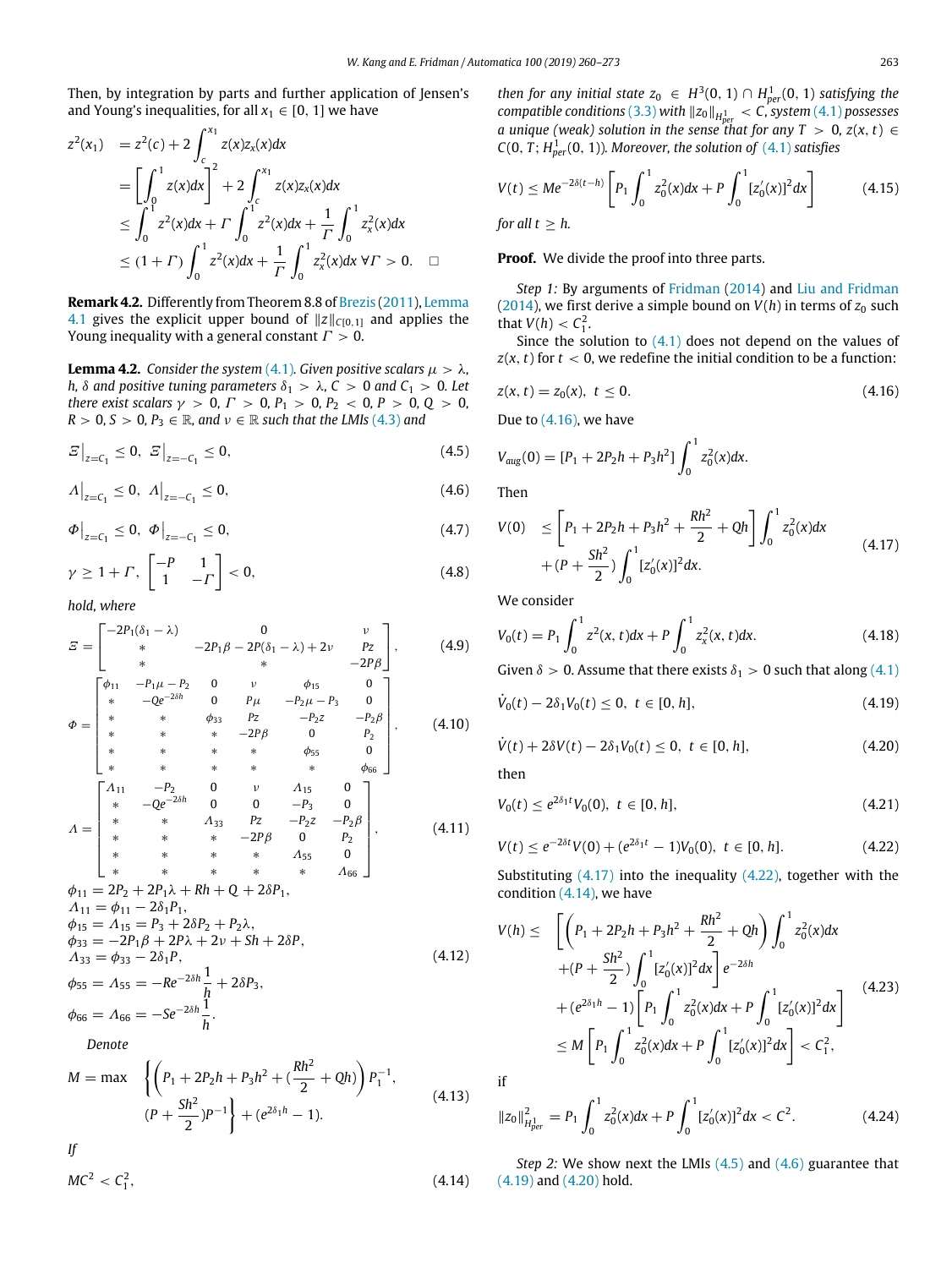Then, by integration by parts and further application of Jensen's and Young's inequalities, for all $x_1 \in [0, 1]$ we have

$$
\begin{aligned}
z^2(x_1) &= z^2(c) + 2\int_c^{x_1} z(x) z_x(x) dx \\
&= \left[\int_0^1 z(x)dx\right]^2 + 2\int_c^{x_1} z(x)z_x(x)dx \\
&\leq \int_0^1 z^2(x)dx + \Gamma \int_0^1 z^2(x)dx + \frac{1}{\Gamma}\int_0^1 z_x^2(x)dx \\
&\leq (1+\Gamma)\int_0^1 z^2(x)dx + \frac{1}{\Gamma}\int_0^1 z_x^2(x)dx \ \forall \Gamma > 0. \quad \square
\end{aligned}
$$

**Remark 4.2.** Differently from Theorem 8.8 of Brezis (2011), Lemma 4.1 gives the explicit upper bound of $\|z\|_{C[0,1]}$ and applies the Young inequality with a general constant $\Gamma > 0$.

**Lemma 4.2.** *Consider the system (4.1). Given positive scalars $\mu > \lambda$, $h$, $\delta$ and positive tuning parameters $\delta_1 > \lambda$, $C > 0$ and $C_1 > 0$. Let there exist scalars $\gamma > 0$, $\Gamma > 0$, $P_1 > 0$, $P_2 < 0$, $P > 0$, $Q > 0$, $R > 0$, $S > 0$, $P_3 \in \mathbb{R}$, and $\nu \in \mathbb{R}$ such that the LMIs (4.3) and*

$$
\Xi\big|_{z=C_1} \leq 0, \ \Xi\big|_{z=-C_1} \leq 0, \tag{4.5}
$$

$$
\Lambda\big|_{z=C_1} \leq 0, \ \Lambda\big|_{z=-C_1} \leq 0, \tag{4.6}
$$

$$
\Phi\big|_{z=C_1} \leq 0, \ \Phi\big|_{z=-C_1} \leq 0, \tag{4.7}
$$

$$
\gamma \geq 1 + \Gamma, \ \begin{bmatrix} -P & 1 \\ 1 & -\Gamma \end{bmatrix} < 0, \tag{4.8}
$$

*hold, where*

$$
\Xi = \begin{bmatrix} -2P_1(\delta_1 - \lambda) & 0 & \nu \\ * & -2P_1\beta - 2P(\delta_1 - \lambda) + 2\nu & Pz \\ * & * & -2P\beta \end{bmatrix}, \tag{4.9}
$$

$$
\Phi = \begin{bmatrix} \phi_{11} & -P_1\mu - P_2 & 0 & \nu & \phi_{15} & 0 \\ * & -Qe^{-2\delta h} & 0 & P\mu & -P_2\mu - P_3 & 0 \\ * & * & \phi_{33} & Pz & -P_2 z & -P_2\beta \\ * & * & * & -2P\beta & 0 & P_2 \\ * & * & * & * & \phi_{55} & 0 \\ * & * & * & * & * & \phi_{66} \end{bmatrix}, \tag{4.10}
$$

$$
\Lambda = \begin{bmatrix} \Lambda_{11} & -P_2 & 0 & \nu & \Lambda_{15} & 0 \\ * & -Qe^{-2\delta h} & 0 & 0 & -P_3 & 0 \\ * & * & \Lambda_{33} & Pz & -P_2 z & -P_2\beta \\ * & * & * & -2P\beta & 0 & P_2 \\ * & * & * & * & \Lambda_{55} & 0 \\ * & * & * & * & * & \Lambda_{66} \end{bmatrix}, \tag{4.11}
$$

$$
\begin{aligned}
&\phi_{11} = 2P_2 + 2P_1\lambda + Rh + Q + 2\delta P_1, \\
&\Lambda_{11} = \phi_{11} - 2\delta_1 P_1, \\
&\phi_{15} = \Lambda_{15} = P_3 + 2\delta P_2 + P_2\lambda, \\
&\phi_{33} = -2P_1\beta + 2P\lambda + 2\nu + Sh + 2\delta P, \\
&\Lambda_{33} = \phi_{33} - 2\delta_1 P, \\
&\phi_{55} = \Lambda_{55} = -Re^{-2\delta h}\frac{1}{h} + 2\delta P_3, \\
&\phi_{66} = \Lambda_{66} = -Se^{-2\delta h}\frac{1}{h}.
\end{aligned} \tag{4.12}
$$

*Denote*

$$
M = \max \left\{ \left(P_1 + 2P_2 h + P_3 h^2 + (\frac{Rh^2}{2} + Qh)\right)P_1^{-1}, \ (P + \frac{Sh^2}{2})P^{-1} \right\} + (e^{2\delta_1 h} - 1). \tag{4.13}
$$

*If*

$$
MC^2 < C_1^2, \tag{4.14}
$$

*then for any initial state $z_0 \in H^3(0, 1) \cap H^1_{per}(0, 1)$ satisfying the compatible conditions (3.3) with $\|z_0\|_{H^1_{per}} < C$, system (4.1) possesses a unique (weak) solution in the sense that for any $T > 0$, $z(x, t) \in C(0, T; H^1_{per}(0, 1))$. Moreover, the solution of (4.1) satisfies*

$$
V(t) \leq Me^{-2\delta(t-h)}\left[P_1\int_0^1 z_0^2(x)dx + P\int_0^1 [z_0'(x)]^2 dx\right] \tag{4.15}
$$

*for all $t \geq h$.*

**Proof.** We divide the proof into three parts.

*Step 1:* By arguments of Fridman (2014) and Liu and Fridman (2014), we first derive a simple bound on $V(h)$ in terms of $z_0$ such that $V(h) < C_1^2$.

Since the solution to (4.1) does not depend on the values of $z(x, t)$ for $t < 0$, we redefine the initial condition to be a function:

$$
z(x, t) = z_0(x), \ t \leq 0. \tag{4.16}
$$

Due to (4.16), we have

$$
V_{aug}(0) = [P_1 + 2P_2 h + P_3 h^2]\int_0^1 z_0^2(x)dx.
$$

Then

$$
\begin{aligned}
V(0) \leq &\left[P_1 + 2P_2 h + P_3 h^2 + \frac{Rh^2}{2} + Qh\right]\int_0^1 z_0^2(x)dx \\
&+ (P + \frac{Sh^2}{2})\int_0^1 [z_0'(x)]^2 dx.
\end{aligned} \tag{4.17}
$$

We consider

$$
V_0(t) = P_1\int_0^1 z^2(x, t)dx + P\int_0^1 z_x^2(x, t)dx. \tag{4.18}
$$

Given $\delta > 0$. Assume that there exists $\delta_1 > 0$ such that along (4.1)

$$
\dot{V}_0(t) - 2\delta_1 V_0(t) \leq 0, \ t \in [0, h], \tag{4.19}
$$

$$
\dot{V}(t) + 2\delta V(t) - 2\delta_1 V_0(t) \leq 0, \ t \in [0, h], \tag{4.20}
$$

then

$$
V_0(t) \leq e^{2\delta_1 t}V_0(0), \ t \in [0, h], \tag{4.21}
$$

$$
V(t) \leq e^{-2\delta t}V(0) + (e^{2\delta_1 t} - 1)V_0(0), \ t \in [0, h]. \tag{4.22}
$$

Substituting (4.17) into the inequality (4.22), together with the condition (4.14), we have

$$
\begin{aligned}
V(h) \leq &\left[\left(P_1 + 2P_2 h + P_3 h^2 + \frac{Rh^2}{2} + Qh\right)\int_0^1 z_0^2(x)dx \right.\\
&\left. + (P + \frac{Sh^2}{2})\int_0^1 [z_0'(x)]^2 dx\right] e^{-2\delta h} \\
&+ (e^{2\delta_1 h} - 1)\left[P_1\int_0^1 z_0^2(x)dx + P\int_0^1 [z_0'(x)]^2 dx\right] \\
\leq &M\left[P_1\int_0^1 z_0^2(x)dx + P\int_0^1 [z_0'(x)]^2 dx\right] < C_1^2,
\end{aligned} \tag{4.23}
$$

if

$$
\|z_0\|^2_{H^1_{per}} = P_1\int_0^1 z_0^2(x)dx + P\int_0^1 [z_0'(x)]^2 dx < C^2. \tag{4.24}
$$

*Step 2:* We show next the LMIs (4.5) and (4.6) guarantee that (4.19) and (4.20) hold.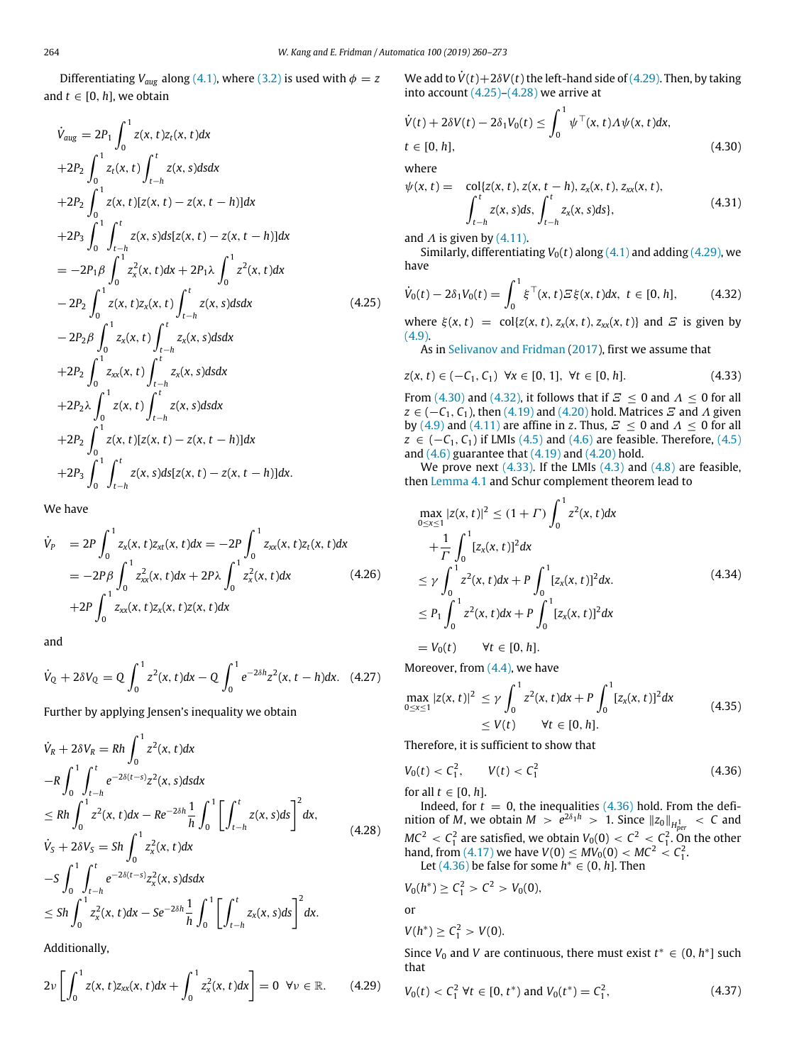Differentiating $V_{aug}$ along (4.1), where (3.2) is used with $\phi = z$ and $t \in [0, h]$, we obtain

$$
\begin{aligned}
\dot{V}_{aug} &= 2P_1 \int_0^1 z(x,t) z_t(x,t) dx \\
&+ 2P_2 \int_0^1 z_t(x,t) \int_{t-h}^t z(x,s) ds dx \\
&+ 2P_2 \int_0^1 z(x,t)[z(x,t) - z(x,t-h)] dx \\
&+ 2P_3 \int_0^1 \int_{t-h}^t z(x,s) ds [z(x,t) - z(x,t-h)] dx \\
&= -2P_1 \beta \int_0^1 z_x^2(x,t) dx + 2P_1 \lambda \int_0^1 z^2(x,t) dx \\
&- 2P_2 \int_0^1 z(x,t) z_x(x,t) \int_{t-h}^t z(x,s) ds dx \\
&- 2P_2 \beta \int_0^1 z_x(x,t) \int_{t-h}^t z_x(x,s) ds dx \\
&+ 2P_2 \int_0^1 z_{xx}(x,t) \int_{t-h}^t z_x(x,s) ds dx \\
&+ 2P_2 \lambda \int_0^1 z(x,t) \int_{t-h}^t z(x,s) ds dx \\
&+ 2P_2 \int_0^1 z(x,t)[z(x,t) - z(x,t-h)] dx \\
&+ 2P_3 \int_0^1 \int_{t-h}^t z(x,s) ds [z(x,t) - z(x,t-h)] dx.
\end{aligned}
\tag{4.25}
$$

We have

$$
\begin{aligned}
\dot{V}_P &= 2P \int_0^1 z_x(x,t) z_{xt}(x,t) dx = -2P \int_0^1 z_{xx}(x,t) z_t(x,t) dx \\
&= -2P\beta \int_0^1 z_{xx}^2(x,t) dx + 2P\lambda \int_0^1 z_x^2(x,t) dx \\
&+ 2P \int_0^1 z_{xx}(x,t) z_x(x,t) z(x,t) dx
\end{aligned}
\tag{4.26}
$$

and

$$
\dot{V}_Q + 2\delta V_Q = Q \int_0^1 z^2(x,t) dx - Q \int_0^1 e^{-2\delta h} z^2(x,t-h) dx. \tag{4.27}
$$

Further by applying Jensen's inequality we obtain

$$
\begin{aligned}
\dot{V}_R + 2\delta V_R &= Rh \int_0^1 z^2(x,t) dx \\
&- R \int_0^1 \int_{t-h}^t e^{-2\delta(t-s)} z^2(x,s) ds dx \\
&\le Rh \int_0^1 z^2(x,t) dx - R e^{-2\delta h} \frac{1}{h} \int_0^1 \left[ \int_{t-h}^t z(x,s) ds \right]^2 dx, \\
\dot{V}_S + 2\delta V_S &= Sh \int_0^1 z_x^2(x,t) dx \\
&- S \int_0^1 \int_{t-h}^t e^{-2\delta(t-s)} z_x^2(x,s) ds dx \\
&\le Sh \int_0^1 z_x^2(x,t) dx - S e^{-2\delta h} \frac{1}{h} \int_0^1 \left[ \int_{t-h}^t z_x(x,s) ds \right]^2 dx.
\end{aligned}
\tag{4.28}
$$

Additionally,

$$
2\nu \left[ \int_0^1 z(x,t) z_{xx}(x,t) dx + \int_0^1 z_x^2(x,t) dx \right] = 0 \quad \forall \nu \in \mathbb{R}. \tag{4.29}
$$

We add to $\dot{V}(t) + 2\delta V(t)$ the left-hand side of (4.29). Then, by taking into account (4.25)–(4.28) we arrive at

$$
\dot{V}(t) + 2\delta V(t) - 2\delta_1 V_0(t) \le \int_0^1 \psi^\top(x,t) \Lambda \psi(x,t) dx, \quad t \in [0,h], \tag{4.30}
$$

where

$$
\psi(x,t) = \mathrm{col}\{z(x,t), z(x,t-h), z_x(x,t), z_{xx}(x,t), \int_{t-h}^t z(x,s) ds, \int_{t-h}^t z_x(x,s) ds\}, \tag{4.31}
$$

and $\Lambda$ is given by (4.11).

Similarly, differentiating $V_0(t)$ along (4.1) and adding (4.29), we have

$$
\dot{V}_0(t) - 2\delta_1 V_0(t) = \int_0^1 \xi^\top(x,t) \Xi \xi(x,t) dx, \quad t \in [0,h], \tag{4.32}
$$

where $\xi(x,t) = \mathrm{col}\{z(x,t), z_x(x,t), z_{xx}(x,t)\}$ and $\Xi$ is given by (4.9).

As in Selivanov and Fridman (2017), first we assume that

$$
z(x,t) \in (-C_1, C_1) \quad \forall x \in [0,1], \ \forall t \in [0,h]. \tag{4.33}
$$

From (4.30) and (4.32), it follows that if $\Xi \le 0$ and $\Lambda \le 0$ for all $z \in (-C_1, C_1)$, then (4.19) and (4.20) hold. Matrices $\Xi$ and $\Lambda$ given by (4.9) and (4.11) are affine in $z$. Thus, $\Xi \le 0$ and $\Lambda \le 0$ for all $z \in (-C_1, C_1)$ if LMIs (4.5) and (4.6) are feasible. Therefore, (4.5) and (4.6) guarantee that (4.19) and (4.20) hold.

We prove next (4.33). If the LMIs (4.3) and (4.8) are feasible, then Lemma 4.1 and Schur complement theorem lead to

$$
\begin{aligned}
\max_{0 \le x \le 1} |z(x,t)|^2 &\le (1+\Gamma) \int_0^1 z^2(x,t) dx \\
&+ \frac{1}{\Gamma} \int_0^1 [z_x(x,t)]^2 dx \\
&\le \gamma \int_0^1 z^2(x,t) dx + P \int_0^1 [z_x(x,t)]^2 dx. \\
&\le P_1 \int_0^1 z^2(x,t) dx + P \int_0^1 [z_x(x,t)]^2 dx \\
&= V_0(t) \qquad \forall t \in [0,h].
\end{aligned}
\tag{4.34}
$$

Moreover, from (4.4), we have

$$
\begin{aligned}
\max_{0 \le x \le 1} |z(x,t)|^2 &\le \gamma \int_0^1 z^2(x,t) dx + P \int_0^1 [z_x(x,t)]^2 dx \\
&\le V(t) \qquad \forall t \in [0,h].
\end{aligned}
\tag{4.35}
$$

Therefore, it is sufficient to show that

$$
V_0(t) < C_1^2, \qquad V(t) < C_1^2 \tag{4.36}
$$

for all $t \in [0,h]$.

Indeed, for $t = 0$, the inequalities (4.36) hold. From the definition of $M$, we obtain $M > e^{2\delta_1 h} > 1$. Since $\|z_0\|_{H^1_{per}} < C$ and $MC^2 < C_1^2$ are satisfied, we obtain $V_0(0) < C^2 < C_1^2$. On the other hand, from (4.17) we have $V(0) \le MV_0(0) < MC^2 < C_1^2$.

Let (4.36) be false for some $h^* \in (0,h]$. Then

$$
V_0(h^*) \ge C_1^2 > C^2 > V_0(0),
$$

or

$$
V(h^*) \ge C_1^2 > V(0).
$$

Since $V_0$ and $V$ are continuous, there must exist $t^* \in (0, h^*]$ such that

$$
V_0(t) < C_1^2 \ \forall t \in [0, t^*) \text{ and } V_0(t^*) = C_1^2, \tag{4.37}
$$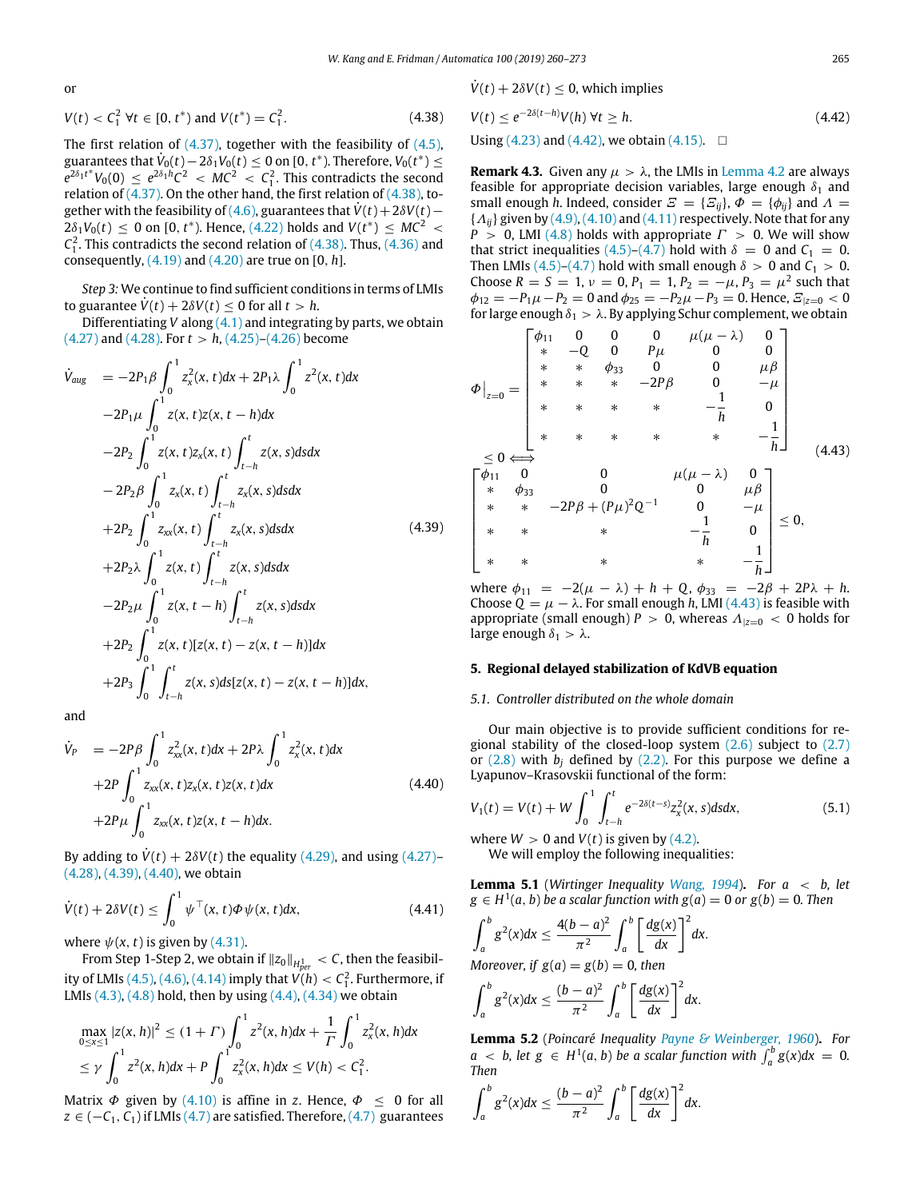or

$$V(t) < C_1^2 \ \forall t \in [0, t^*) \text{ and } V(t^*) = C_1^2. \tag{4.38}$$

The first relation of (4.37), together with the feasibility of (4.5), guarantees that $\dot{V}_0(t) - 2\delta_1 V_0(t) \le 0$ on $[0, t^*)$. Therefore, $V_0(t^*) \le e^{2\delta_1 t^*} V_0(0) \le e^{2\delta_1 h} C^2 < MC^2 < C_1^2$. This contradicts the second relation of (4.37). On the other hand, the first relation of (4.38), together with the feasibility of (4.6), guarantees that $\dot{V}(t) + 2\delta V(t) - 2\delta_1 V_0(t) \le 0$ on $[0, t^*)$. Hence, (4.22) holds and $V(t^*) \le MC^2 < C_1^2$. This contradicts the second relation of (4.38). Thus, (4.36) and consequently, (4.19) and (4.20) are true on $[0, h]$.

*Step 3:* We continue to find sufficient conditions in terms of LMIs to guarantee $\dot{V}(t) + 2\delta V(t) \le 0$ for all $t > h$.

Differentiating $V$ along (4.1) and integrating by parts, we obtain (4.27) and (4.28). For $t > h$, (4.25)–(4.26) become

$$\begin{aligned}
\dot{V}_{aug} &= -2P_1\beta \int_0^1 z_x^2(x,t)dx + 2P_1\lambda \int_0^1 z^2(x,t)dx \\
&\quad -2P_1\mu \int_0^1 z(x,t)z(x,t-h)dx \\
&\quad -2P_2 \int_0^1 z(x,t)z_x(x,t)\int_{t-h}^t z(x,s)dsdx \\
&\quad -2P_2\beta \int_0^1 z_x(x,t)\int_{t-h}^t z_x(x,s)dsdx \\
&\quad +2P_2 \int_0^1 z_{xx}(x,t)\int_{t-h}^t z_x(x,s)dsdx \\
&\quad +2P_2\lambda \int_0^1 z(x,t)\int_{t-h}^t z(x,s)dsdx \\
&\quad -2P_2\mu \int_0^1 z(x,t-h)\int_{t-h}^t z(x,s)dsdx \\
&\quad +2P_2 \int_0^1 z(x,t)[z(x,t) - z(x,t-h)]dx \\
&\quad +2P_3 \int_0^1 \int_{t-h}^t z(x,s)ds[z(x,t) - z(x,t-h)]dx,
\end{aligned} \tag{4.39}$$

and

$$\begin{aligned}
\dot{V}_P &= -2P\beta \int_0^1 z_{xx}^2(x,t)dx + 2P\lambda \int_0^1 z_x^2(x,t)dx \\
&\quad +2P \int_0^1 z_{xx}(x,t)z_x(x,t)z(x,t)dx \\
&\quad +2P\mu \int_0^1 z_{xx}(x,t)z(x,t-h)dx.
\end{aligned} \tag{4.40}$$

By adding to $\dot{V}(t) + 2\delta V(t)$ the equality (4.29), and using (4.27)–(4.28), (4.39), (4.40), we obtain

$$\dot{V}(t) + 2\delta V(t) \le \int_0^1 \psi^\top(x,t)\Phi\psi(x,t)dx, \tag{4.41}$$

where $\psi(x,t)$ is given by (4.31).

From Step 1-Step 2, we obtain if $\|z_0\|_{H^1_{per}} < C$, then the feasibility of LMIs (4.5), (4.6), (4.14) imply that $V(h) < C_1^2$. Furthermore, if LMIs (4.3), (4.8) hold, then by using (4.4), (4.34) we obtain

$$\begin{aligned}
\max_{0\le x\le 1} |z(x,h)|^2 &\le (1+\Gamma)\int_0^1 z^2(x,h)dx + \frac{1}{\Gamma}\int_0^1 z_x^2(x,h)dx \\
&\le \gamma \int_0^1 z^2(x,h)dx + P\int_0^1 z_x^2(x,h)dx \le V(h) < C_1^2.
\end{aligned}$$

Matrix $\Phi$ given by (4.10) is affine in $z$. Hence, $\Phi \le 0$ for all $z \in (-C_1, C_1)$ if LMIs (4.7) are satisfied. Therefore, (4.7) guarantees $\dot{V}(t) + 2\delta V(t) \le 0$, which implies

$$V(t) \le e^{-2\delta(t-h)}V(h) \ \forall t \ge h. \tag{4.42}$$

Using (4.23) and (4.42), we obtain (4.15). $\square$

**Remark 4.3.** Given any $\mu > \lambda$, the LMIs in Lemma 4.2 are always feasible for appropriate decision variables, large enough $\delta_1$ and small enough $h$. Indeed, consider $\Xi = \{\Xi_{ij}\}$, $\Phi = \{\phi_{ij}\}$ and $\Lambda = \{\Lambda_{ij}\}$ given by (4.9), (4.10) and (4.11) respectively. Note that for any $P > 0$, LMI (4.8) holds with appropriate $\Gamma > 0$. We will show that strict inequalities (4.5)–(4.7) hold with $\delta = 0$ and $C_1 = 0$. Then LMIs (4.5)–(4.7) hold with small enough $\delta > 0$ and $C_1 > 0$. Choose $R = S = 1$, $\nu = 0$, $P_1 = 1$, $P_2 = -\mu$, $P_3 = \mu^2$ such that $\phi_{12} = -P_1\mu - P_2 = 0$ and $\phi_{25} = -P_2\mu - P_3 = 0$. Hence, $\Xi_{|z=0} < 0$ for large enough $\delta_1 > \lambda$. By applying Schur complement, we obtain

$$\begin{aligned}
\Phi\Big|_{z=0} &= \begin{bmatrix}
\phi_{11} & 0 & 0 & 0 & \mu(\mu-\lambda) & 0 \\
* & -Q & 0 & P\mu & 0 & 0 \\
* & * & \phi_{33} & 0 & 0 & \mu\beta \\
* & * & * & -2P\beta & 0 & -\mu \\
* & * & * & * & -\frac{1}{h} & 0 \\
* & * & * & * & * & -\frac{1}{h}
\end{bmatrix} \\
&\le 0 \iff \\
&\begin{bmatrix}
\phi_{11} & 0 & 0 & \mu(\mu-\lambda) & 0 \\
* & \phi_{33} & 0 & 0 & \mu\beta \\
* & * & -2P\beta + (P\mu)^2 Q^{-1} & 0 & -\mu \\
* & * & * & -\frac{1}{h} & 0 \\
* & * & * & * & -\frac{1}{h}
\end{bmatrix} \le 0,
\end{aligned} \tag{4.43}$$

where $\phi_{11} = -2(\mu - \lambda) + h + Q$, $\phi_{33} = -2\beta + 2P\lambda + h$. Choose $Q = \mu - \lambda$. For small enough $h$, LMI (4.43) is feasible with appropriate (small enough) $P > 0$, whereas $\Lambda_{|z=0} < 0$ holds for large enough $\delta_1 > \lambda$.

## 5. Regional delayed stabilization of KdVB equation

### 5.1. Controller distributed on the whole domain

Our main objective is to provide sufficient conditions for regional stability of the closed-loop system (2.6) subject to (2.7) or (2.8) with $b_j$ defined by (2.2). For this purpose we define a Lyapunov–Krasovskii functional of the form:

$$V_1(t) = V(t) + W\int_0^1 \int_{t-h}^t e^{-2\delta(t-s)} z_x^2(x,s)dsdx, \tag{5.1}$$

where $W > 0$ and $V(t)$ is given by (4.2).

We will employ the following inequalities:

**Lemma 5.1** (*Wirtinger Inequality* Wang, 1994). *For $a < b$, let $g \in H^1(a,b)$ be a scalar function with $g(a) = 0$ or $g(b) = 0$. Then*

$$\int_a^b g^2(x)dx \le \frac{4(b-a)^2}{\pi^2}\int_a^b \left[\frac{dg(x)}{dx}\right]^2 dx.$$

*Moreover, if $g(a) = g(b) = 0$, then*

$$\int_a^b g^2(x)dx \le \frac{(b-a)^2}{\pi^2}\int_a^b \left[\frac{dg(x)}{dx}\right]^2 dx.$$

**Lemma 5.2** (*Poincaré Inequality* Payne & Weinberger, 1960). *For $a < b$, let $g \in H^1(a,b)$ be a scalar function with $\int_a^b g(x)dx = 0$. Then*

$$\int_a^b g^2(x)dx \le \frac{(b-a)^2}{\pi^2}\int_a^b \left[\frac{dg(x)}{dx}\right]^2 dx.$$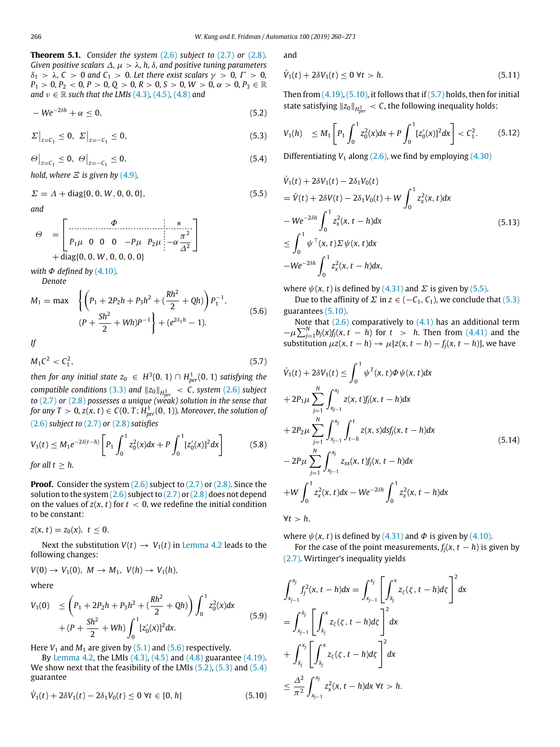**Theorem 5.1.** *Consider the system (2.6) subject to (2.7) or (2.8). Given positive scalars $\Delta$, $\mu > \lambda$, $h$, $\delta$, and positive tuning parameters $\delta_1 > \lambda$, $C > 0$ and $C_1 > 0$. Let there exist scalars $\gamma > 0$, $\Gamma > 0$, $P_1 > 0$, $P_2 < 0$, $P > 0$, $Q > 0$, $R > 0$, $S > 0$, $W > 0$, $\alpha > 0$, $P_3 \in \mathbb{R}$ and $\nu \in \mathbb{R}$ such that the LMIs (4.3), (4.5), (4.8) and*

$$
-We^{-2\delta h} + \alpha \le 0, \tag{5.2}
$$

$$
\Sigma\big|_{z=C_1} \le 0, \;\; \Sigma\big|_{z=-C_1} \le 0, \tag{5.3}
$$

$$
\Theta\big|_{z=C_1} \le 0, \;\; \Theta\big|_{z=-C_1} \le 0, \tag{5.4}
$$

*hold, where $\Xi$ is given by (4.9),*

$$
\Sigma = \Lambda + \mathrm{diag}\{0, 0, W, 0, 0, 0\}, \tag{5.5}
$$

*and*

$$
\Theta = \left[\begin{array}{c|c} \Phi & * \\ \hline P_1\mu \;\; 0 \;\; 0 \;\; 0 \;\; -P\mu \;\; P_2\mu & -\alpha\frac{\pi^2}{\Delta^2} \end{array}\right] + \mathrm{diag}\{0, 0, W, 0, 0, 0, 0\}
$$

*with $\Phi$ defined by (4.10).*

Denote

$$
M_1 = \max\left\{ \left(P_1 + 2P_2 h + P_3 h^2 + \left(\frac{Rh^2}{2} + Qh\right)\right) P_1^{-1}, \left(P + \frac{Sh^2}{2} + Wh\right)P^{-1} \right\} + (e^{2\delta_1 h} - 1). \tag{5.6}
$$

*If*

$$
M_1 C^2 < C_1^2, \tag{5.7}
$$

*then for any initial state $z_0 \in H^3(0,1) \cap H^1_{per}(0,1)$ satisfying the compatible conditions (3.3) and $\|z_0\|_{H^1_{per}} < C$, system (2.6) subject to (2.7) or (2.8) possesses a unique (weak) solution in the sense that for any $T > 0$, $z(x,t) \in C(0,T; H^1_{per}(0,1))$. Moreover, the solution of (2.6) subject to (2.7) or (2.8) satisfies*

$$
V_1(t) \le M_1 e^{-2\delta(t-h)} \left[ P_1 \int_0^1 z_0^2(x)dx + P \int_0^1 [z_0'(x)]^2 dx \right] \tag{5.8}
$$

*for all $t \ge h$.*

**Proof.** Consider the system (2.6) subject to (2.7) or (2.8). Since the solution to the system (2.6) subject to (2.7) or (2.8) does not depend on the values of $z(x,t)$ for $t < 0$, we redefine the initial condition to be constant:

$$
z(x,t) = z_0(x), \;\; t \le 0.
$$

Next the substitution $V(t) \to V_1(t)$ in Lemma 4.2 leads to the following changes:

$$
V(0) \to V_1(0), \;\; M \to M_1, \;\; V(h) \to V_1(h),
$$

where

$$
V_1(0) \le \left(P_1 + 2P_2 h + P_3 h^2 + \left(\frac{Rh^2}{2} + Qh\right)\right) \int_0^1 z_0^2(x)dx + \left(P + \frac{Sh^2}{2} + Wh\right) \int_0^1 [z_0'(x)]^2 dx. \tag{5.9}
$$

Here $V_1$ and $M_1$ are given by (5.1) and (5.6) respectively.

By Lemma 4.2, the LMIs (4.3), (4.5) and (4.8) guarantee (4.19). We show next that the feasibility of the LMIs (5.2), (5.3) and (5.4) guarantee

$$
\dot{V}_1(t) + 2\delta V_1(t) - 2\delta_1 V_0(t) \le 0 \;\; \forall t \in [0,h] \tag{5.10}
$$

and

$$
\dot{V}_1(t) + 2\delta V_1(t) \le 0 \;\; \forall t > h. \tag{5.11}
$$

Then from (4.19), (5.10), it follows that if (5.7) holds, then for initial state satisfying $\|z_0\|_{H^1_{per}} < C$, the following inequality holds:

$$
V_1(h) \le M_1 \left[ P_1 \int_0^1 z_0^2(x)dx + P \int_0^1 [z_0'(x)]^2 dx \right] < C_1^2. \tag{5.12}
$$

Differentiating $V_1$ along (2.6), we find by employing (4.30)

$$
\begin{aligned}
&\dot{V}_1(t) + 2\delta V_1(t) - 2\delta_1 V_0(t) \\
&= \dot{V}(t) + 2\delta V(t) - 2\delta_1 V_0(t) + W \int_0^1 z_x^2(x,t)dx \\
&- We^{-2\delta h} \int_0^1 z_x^2(x,t-h)dx \\
&\le \int_0^1 \psi^\top(x,t)\Sigma\psi(x,t)dx \\
&- We^{-2\delta h} \int_0^1 z_x^2(x,t-h)dx,
\end{aligned} \tag{5.13}
$$

where $\psi(x,t)$ is defined by (4.31) and $\Sigma$ is given by (5.5).

Due to the affinity of $\Sigma$ in $z \in (-C_1, C_1)$, we conclude that (5.3) guarantees (5.10).

Note that (2.6) comparatively to (4.1) has an additional term $-\mu\sum_{j=1}^N b_j(x) f_j(x, t-h)$ for $t > h$. Then from (4.41) and the substitution $\mu z(x,t-h) \to \mu[z(x,t-h) - f_j(x,t-h)]$, we have

$$
\begin{aligned}
&\dot{V}_1(t) + 2\delta V_1(t) \le \int_0^1 \psi^T(x,t)\Phi\psi(x,t)dx \\
&+ 2P_1\mu \sum_{j=1}^N \int_{x_{j-1}}^{x_j} z(x,t) f_j(x,t-h)dx \\
&+ 2P_2\mu \sum_{j=1}^N \int_{x_{j-1}}^{x_j} \int_{t-h}^t z(x,s)ds f_j(x,t-h)dx \\
&- 2P\mu \sum_{j=1}^N \int_{x_{j-1}}^{x_j} z_{xx}(x,t) f_j(x,t-h)dx \\
&+ W \int_0^1 z_x^2(x,t)dx - We^{-2\delta h} \int_0^1 z_x^2(x,t-h)dx \\
&\forall t > h,
\end{aligned} \tag{5.14}
$$

where $\psi(x,t)$ is defined by (4.31) and $\Phi$ is given by (4.10).

For the case of the point measurements, $f_j(x,t-h)$ is given by (2.7). Wirtinger's inequality yields

$$
\begin{aligned}
&\int_{x_{j-1}}^{x_j} f_j^2(x,t-h)dx = \int_{x_{j-1}}^{x_j} \left[ \int_{\bar{x}_j}^x z_\zeta(\zeta, t-h)d\zeta \right]^2 dx \\
&= \int_{x_{j-1}}^{\bar{x}_j} \left[ \int_{\bar{x}_j}^x z_\zeta(\zeta, t-h)d\zeta \right]^2 dx \\
&+ \int_{\bar{x}_j}^{x_j} \left[ \int_{\bar{x}_j}^x z_\zeta(\zeta, t-h)d\zeta \right]^2 dx \\
&\le \frac{\Delta^2}{\pi^2} \int_{x_{j-1}}^{x_j} z_x^2(x,t-h)dx \;\; \forall t > h.
\end{aligned}
$$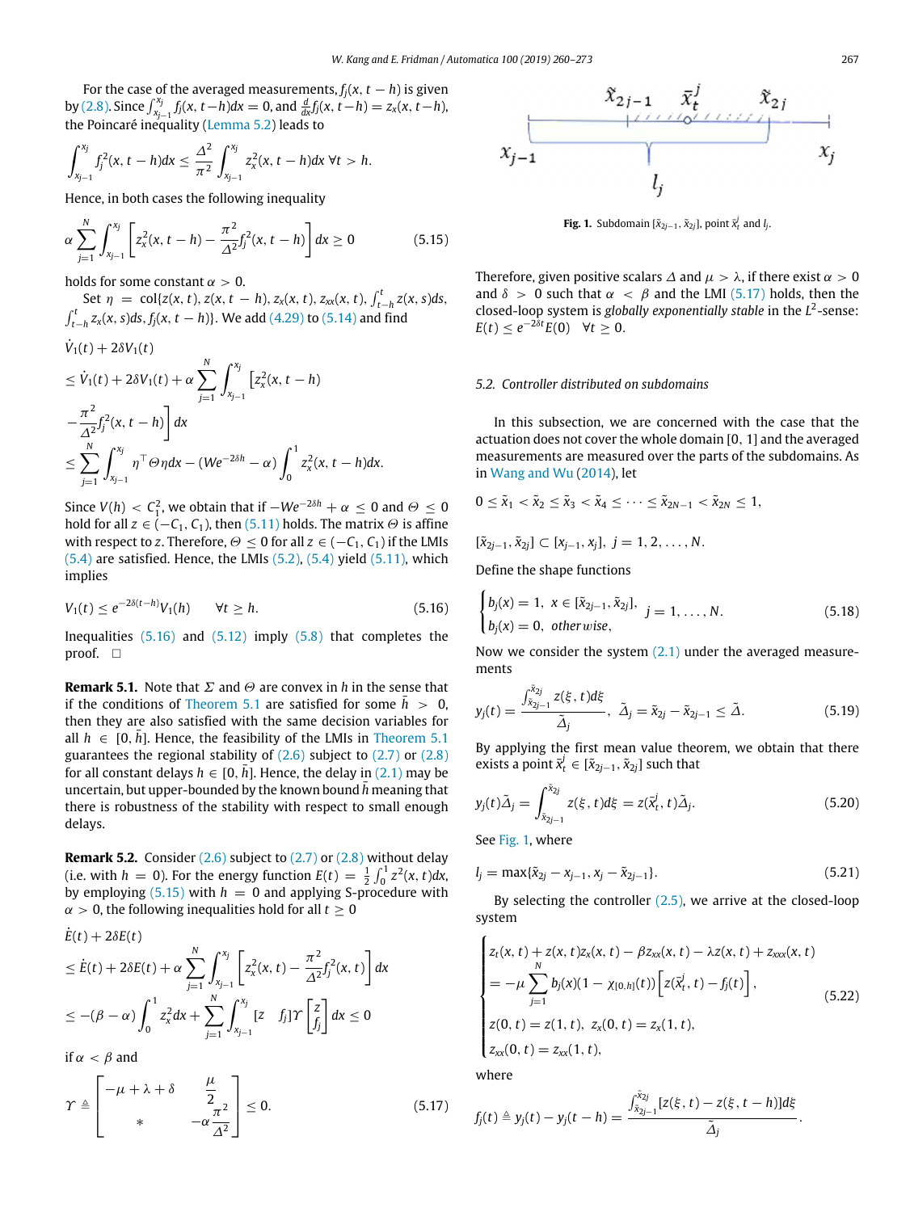For the case of the averaged measurements, $f_j(x, t-h)$ is given by (2.8). Since $\int_{x_{j-1}}^{x_j} f_j(x, t-h)dx = 0$, and $\frac{d}{dx} f_j(x, t-h) = z_x(x, t-h)$, the Poincaré inequality (Lemma 5.2) leads to

$$\int_{x_{j-1}}^{x_j} f_j^2(x, t-h)dx \leq \frac{\Delta^2}{\pi^2} \int_{x_{j-1}}^{x_j} z_x^2(x, t-h)dx \ \forall t > h.$$

Hence, in both cases the following inequality

$$\alpha \sum_{j=1}^{N} \int_{x_{j-1}}^{x_j} \left[ z_x^2(x, t-h) - \frac{\pi^2}{\Delta^2} f_j^2(x, t-h) \right] dx \geq 0 \tag{5.15}$$

holds for some constant $\alpha > 0$.

Set $\eta = \text{col}\{z(x, t), z(x, t-h), z_x(x, t), z_{xx}(x, t), \int_{t-h}^{t} z(x, s)ds, \int_{t-h}^{t} z_x(x, s)ds, f_j(x, t-h)\}$. We add (4.29) to (5.14) and find

$$\begin{aligned}
&\dot{V}_1(t) + 2\delta V_1(t) \\
&\leq \dot{V}_1(t) + 2\delta V_1(t) + \alpha \sum_{j=1}^{N} \int_{x_{j-1}}^{x_j} \Big[ z_x^2(x, t-h) \\
&\quad - \frac{\pi^2}{\Delta^2} f_j^2(x, t-h) \Big] dx \\
&\leq \sum_{j=1}^{N} \int_{x_{j-1}}^{x_j} \eta^\top \Theta \eta dx - (We^{-2\delta h} - \alpha) \int_0^1 z_x^2(x, t-h)dx.
\end{aligned}$$

Since $V(h) < C_1^2$, we obtain that if $-We^{-2\delta h} + \alpha \leq 0$ and $\Theta \leq 0$ hold for all $z \in (-C_1, C_1)$, then (5.11) holds. The matrix $\Theta$ is affine with respect to $z$. Therefore, $\Theta \leq 0$ for all $z \in (-C_1, C_1)$ if the LMIs (5.4) are satisfied. Hence, the LMIs (5.2), (5.4) yield (5.11), which implies

$$V_1(t) \leq e^{-2\delta(t-h)} V_1(h) \qquad \forall t \geq h. \tag{5.16}$$

Inequalities (5.16) and (5.12) imply (5.8) that completes the proof. $\square$

**Remark 5.1.** Note that $\Sigma$ and $\Theta$ are convex in $h$ in the sense that if the conditions of Theorem 5.1 are satisfied for some $\bar{h} > 0$, then they are also satisfied with the same decision variables for all $h \in [0, \bar{h}]$. Hence, the feasibility of the LMIs in Theorem 5.1 guarantees the regional stability of (2.6) subject to (2.7) or (2.8) for all constant delays $h \in [0, \bar{h}]$. Hence, the delay in (2.1) may be uncertain, but upper-bounded by the known bound $\bar{h}$ meaning that there is robustness of the stability with respect to small enough delays.

**Remark 5.2.** Consider (2.6) subject to (2.7) or (2.8) without delay (i.e. with $h = 0$). For the energy function $E(t) = \frac{1}{2}\int_0^1 z^2(x, t)dx$, by employing (5.15) with $h = 0$ and applying S-procedure with $\alpha > 0$, the following inequalities hold for all $t \geq 0$

$$\begin{aligned}
&\dot{E}(t) + 2\delta E(t) \\
&\leq \dot{E}(t) + 2\delta E(t) + \alpha \sum_{j=1}^{N} \int_{x_{j-1}}^{x_j} \left[ z_x^2(x, t) - \frac{\pi^2}{\Delta^2} f_j^2(x, t) \right] dx \\
&\leq -(\beta - \alpha) \int_0^1 z_x^2 dx + \sum_{j=1}^{N} \int_{x_{j-1}}^{x_j} [z \quad f_j] \Upsilon \begin{bmatrix} z \\ f_j \end{bmatrix} dx \leq 0
\end{aligned}$$

if $\alpha < \beta$ and

$$\Upsilon \triangleq \begin{bmatrix} -\mu + \lambda + \delta & \frac{\mu}{2} \\ * & -\alpha \frac{\pi^2}{\Delta^2} \end{bmatrix} \leq 0. \tag{5.17}$$

Therefore, given positive scalars $\Delta$ and $\mu > \lambda$, if there exist $\alpha > 0$ and $\delta > 0$ such that $\alpha < \beta$ and the LMI (5.17) holds, then the closed-loop system is *globally exponentially stable* in the $L^2$-sense: $E(t) \leq e^{-2\delta t} E(0) \quad \forall t \geq 0$.

Fig. 1. Subdomain $[\tilde{x}_{2j-1}, \tilde{x}_{2j}]$, point $\bar{x}_t^j$ and $l_j$.

### 5.2. Controller distributed on subdomains

In this subsection, we are concerned with the case that the actuation does not cover the whole domain $[0, 1]$ and the averaged measurements are measured over the parts of the subdomains. As in Wang and Wu (2014), let

$$0 \leq \tilde{x}_1 < \tilde{x}_2 \leq \tilde{x}_3 < \tilde{x}_4 \leq \cdots \leq \tilde{x}_{2N-1} < \tilde{x}_{2N} \leq 1,$$

$$[\tilde{x}_{2j-1}, \tilde{x}_{2j}] \subset [x_{j-1}, x_j], \ j = 1, 2, \ldots, N.$$

Define the shape functions

$$\begin{cases} b_j(x) = 1, \ x \in [\tilde{x}_{2j-1}, \tilde{x}_{2j}], \\ b_j(x) = 0, \ otherwise, \end{cases} \quad j = 1, \ldots, N. \tag{5.18}$$

Now we consider the system (2.1) under the averaged measurements

$$y_j(t) = \frac{\int_{\tilde{x}_{2j-1}}^{\tilde{x}_{2j}} z(\xi, t)d\xi}{\tilde{\Delta}_j}, \ \tilde{\Delta}_j = \tilde{x}_{2j} - \tilde{x}_{2j-1} \leq \tilde{\Delta}. \tag{5.19}$$

By applying the first mean value theorem, we obtain that there exists a point $\bar{x}_t^j \in [\tilde{x}_{2j-1}, \tilde{x}_{2j}]$ such that

$$y_j(t)\tilde{\Delta}_j = \int_{\tilde{x}_{2j-1}}^{\tilde{x}_{2j}} z(\xi, t)d\xi = z(\bar{x}_t^j, t)\tilde{\Delta}_j. \tag{5.20}$$

See Fig. 1, where

$$l_j = \max\{\tilde{x}_{2j} - x_{j-1}, x_j - \tilde{x}_{2j-1}\}. \tag{5.21}$$

By selecting the controller (2.5), we arrive at the closed-loop system

$$\begin{cases} z_t(x, t) + z(x, t)z_x(x, t) - \beta z_{xx}(x, t) - \lambda z(x, t) + z_{xxx}(x, t) \\ = -\mu \sum_{j=1}^{N} b_j(x)(1 - \chi_{[0,h]}(t)) \left[ z(\bar{x}_t^j, t) - f_j(t) \right], \\ z(0, t) = z(1, t), \ z_x(0, t) = z_x(1, t), \\ z_{xx}(0, t) = z_{xx}(1, t), \end{cases} \tag{5.22}$$

where

$$f_j(t) \triangleq y_j(t) - y_j(t-h) = \frac{\int_{\tilde{x}_{2j-1}}^{\tilde{x}_{2j}} [z(\xi, t) - z(\xi, t-h)]d\xi}{\tilde{\Delta}_j}.$$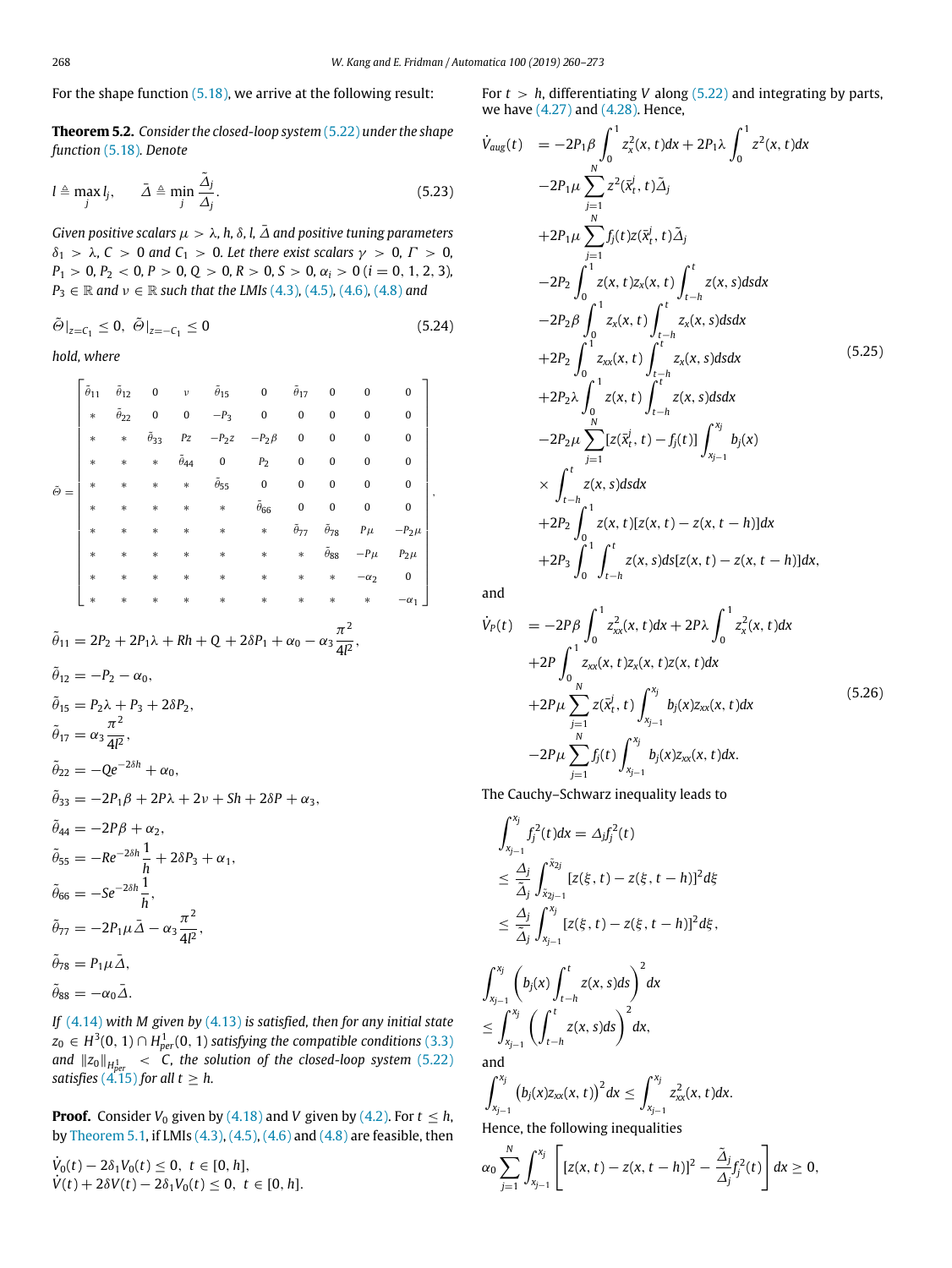For the shape function (5.18), we arrive at the following result:

**Theorem 5.2.** *Consider the closed-loop system (5.22) under the shape function (5.18). Denote*

$$l \triangleq \max_j l_j, \qquad \bar{\Delta} \triangleq \min_j \frac{\tilde{\Delta}_j}{\Delta_j}. \tag{5.23}$$

*Given positive scalars $\mu > \lambda$, $h$, $\delta$, $l$, $\bar{\Delta}$ and positive tuning parameters $\delta_1 > \lambda$, $C > 0$ and $C_1 > 0$. Let there exist scalars $\gamma > 0$, $\Gamma > 0$, $P_1 > 0$, $P_2 < 0$, $P > 0$, $Q > 0$, $R > 0$, $S > 0$, $\alpha_i > 0$ $(i = 0, 1, 2, 3)$, $P_3 \in \mathbb{R}$ and $\nu \in \mathbb{R}$ such that the LMIs (4.3), (4.5), (4.6), (4.8) and*

$$\tilde{\Theta}|_{z=C_1} \leq 0, \quad \tilde{\Theta}|_{z=-C_1} \leq 0 \tag{5.24}$$

*hold, where*

$$\tilde{\Theta} = \begin{bmatrix} \tilde{\theta}_{11} & \tilde{\theta}_{12} & 0 & \nu & \tilde{\theta}_{15} & 0 & \tilde{\theta}_{17} & 0 & 0 & 0 \\ * & \tilde{\theta}_{22} & 0 & 0 & -P_3 & 0 & 0 & 0 & 0 & 0 \\ * & * & \tilde{\theta}_{33} & Pz & -P_2 z & -P_2\beta & 0 & 0 & 0 & 0 \\ * & * & * & \tilde{\theta}_{44} & 0 & P_2 & 0 & 0 & 0 & 0 \\ * & * & * & * & \tilde{\theta}_{55} & 0 & 0 & 0 & 0 & 0 \\ * & * & * & * & * & \tilde{\theta}_{66} & 0 & 0 & 0 & 0 \\ * & * & * & * & * & * & \tilde{\theta}_{77} & \tilde{\theta}_{78} & P\mu & -P_2\mu \\ * & * & * & * & * & * & * & \tilde{\theta}_{88} & -P\mu & P_2\mu \\ * & * & * & * & * & * & * & * & -\alpha_2 & 0 \\ * & * & * & * & * & * & * & * & * & -\alpha_1 \end{bmatrix},$$

$$\tilde{\theta}_{11} = 2P_2 + 2P_1\lambda + Rh + Q + 2\delta P_1 + \alpha_0 - \alpha_3\frac{\pi^2}{4l^2},$$

$$\tilde{\theta}_{12} = -P_2 - \alpha_0,$$

$$\tilde{\theta}_{15} = P_2\lambda + P_3 + 2\delta P_2,$$

$$\tilde{\theta}_{17} = \alpha_3\frac{\pi^2}{4l^2},$$

$$\tilde{\theta}_{22} = -Qe^{-2\delta h} + \alpha_0,$$

$$\tilde{\theta}_{33} = -2P_1\beta + 2P\lambda + 2\nu + Sh + 2\delta P + \alpha_3,$$

$$\tilde{\theta}_{44} = -2P\beta + \alpha_2,$$

$$\tilde{\theta}_{55} = -Re^{-2\delta h}\frac{1}{h} + 2\delta P_3 + \alpha_1,$$

$$\tilde{\theta}_{66} = -Se^{-2\delta h}\frac{1}{h},$$

$$\tilde{\theta}_{77} = -2P_1\mu\bar{\Delta} - \alpha_3\frac{\pi^2}{4l^2},$$

$$\tilde{\theta}_{78} = P_1\mu\bar{\Delta},$$

$$\tilde{\theta}_{88} = -\alpha_0\bar{\Delta}.$$

*If (4.14) with $M$ given by (4.13) is satisfied, then for any initial state $z_0 \in H^3(0,1) \cap H^1_{per}(0,1)$ satisfying the compatible conditions (3.3) and $\|z_0\|_{H^1_{per}} < C$, the solution of the closed-loop system (5.22) satisfies (4.15) for all $t \geq h$.*

**Proof.** Consider $V_0$ given by (4.18) and $V$ given by (4.2). For $t \leq h$, by Theorem 5.1, if LMIs (4.3), (4.5), (4.6) and (4.8) are feasible, then

$$\dot{V}_0(t) - 2\delta_1 V_0(t) \leq 0, \ t \in [0, h],$$
$$\dot{V}(t) + 2\delta V(t) - 2\delta_1 V_0(t) \leq 0, \ t \in [0, h].$$

For $t > h$, differentiating $V$ along (5.22) and integrating by parts, we have (4.27) and (4.28). Hence,

$$\begin{aligned} \dot{V}_{aug}(t) = & -2P_1\beta\int_0^1 z_x^2(x,t)dx + 2P_1\lambda\int_0^1 z^2(x,t)dx \\ & -2P_1\mu\sum_{j=1}^N z^2(\bar{x}_t^j, t)\tilde{\Delta}_j \\ & +2P_1\mu\sum_{j=1}^N f_j(t)z(\bar{x}_t^j, t)\tilde{\Delta}_j \\ & -2P_2\int_0^1 z(x,t)z_x(x,t)\int_{t-h}^t z(x,s)dsdx \\ & -2P_2\beta\int_0^1 z_x(x,t)\int_{t-h}^t z_x(x,s)dsdx \\ & +2P_2\int_0^1 z_{xx}(x,t)\int_{t-h}^t z_x(x,s)dsdx \\ & +2P_2\lambda\int_0^1 z(x,t)\int_{t-h}^t z(x,s)dsdx \\ & -2P_2\mu\sum_{j=1}^N[z(\bar{x}_t^j, t) - f_j(t)]\int_{x_{j-1}}^{x_j} b_j(x) \\ & \times\int_{t-h}^t z(x,s)dsdx \\ & +2P_2\int_0^1 z(x,t)[z(x,t) - z(x,t-h)]dx \\ & +2P_3\int_0^1\int_{t-h}^t z(x,s)ds[z(x,t) - z(x,t-h)]dx, \end{aligned} \tag{5.25}$$

and

$$\begin{aligned} \dot{V}_P(t) = & -2P\beta\int_0^1 z_{xx}^2(x,t)dx + 2P\lambda\int_0^1 z_x^2(x,t)dx \\ & +2P\int_0^1 z_{xx}(x,t)z_x(x,t)z(x,t)dx \\ & +2P\mu\sum_{j=1}^N z(\bar{x}_t^j, t)\int_{x_{j-1}}^{x_j} b_j(x)z_{xx}(x,t)dx \\ & -2P\mu\sum_{j=1}^N f_j(t)\int_{x_{j-1}}^{x_j} b_j(x)z_{xx}(x,t)dx. \end{aligned} \tag{5.26}$$

The Cauchy–Schwarz inequality leads to

$$\begin{aligned} & \int_{x_{j-1}}^{x_j} f_j^2(t)dx = \Delta_j f_j^2(t) \\ & \leq \frac{\Delta_j}{\tilde{\Delta}_j}\int_{\tilde{x}_{2j-1}}^{\tilde{x}_{2j}}[z(\xi,t) - z(\xi,t-h)]^2 d\xi \\ & \leq \frac{\Delta_j}{\tilde{\Delta}_j}\int_{x_{j-1}}^{x_j}[z(\xi,t) - z(\xi,t-h)]^2 d\xi, \end{aligned}$$

$$\int_{x_{j-1}}^{x_j}\left(b_j(x)\int_{t-h}^t z(x,s)ds\right)^2 dx \leq \int_{x_{j-1}}^{x_j}\left(\int_{t-h}^t z(x,s)ds\right)^2 dx,$$

and

$$\int_{x_{j-1}}^{x_j}\left(b_j(x)z_{xx}(x,t)\right)^2 dx \leq \int_{x_{j-1}}^{x_j} z_{xx}^2(x,t)dx.$$

Hence, the following inequalities

$$\alpha_0\sum_{j=1}^N\int_{x_{j-1}}^{x_j}\left[[z(x,t) - z(x,t-h)]^2 - \frac{\tilde{\Delta}_j}{\Delta_j}f_j^2(t)\right]dx \geq 0,$$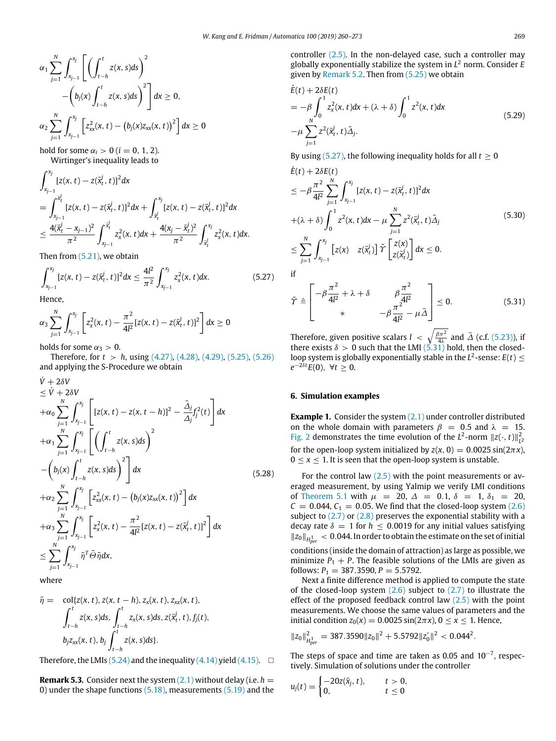$$\alpha_1 \sum_{j=1}^{N} \int_{x_{j-1}}^{x_j} \left[ \left( \int_{t-h}^{t} z(x,s)ds \right)^2 - \left( b_j(x) \int_{t-h}^{t} z(x,s)ds \right)^2 \right] dx \geq 0,$$

$$\alpha_2 \sum_{j=1}^{N} \int_{x_{j-1}}^{x_j} \left[ z_{xx}^2(x,t) - \left( b_j(x) z_{xx}(x,t) \right)^2 \right] dx \geq 0$$

hold for some $\alpha_i > 0$ $(i = 0, 1, 2)$.

Wirtinger's inequality leads to

$$\begin{aligned}
&\int_{x_{j-1}}^{x_j} [z(x,t) - z(\bar{x}_t^j, t)]^2 dx \\
&= \int_{x_{j-1}}^{\bar{x}_t^j} [z(x,t) - z(\bar{x}_t^j, t)]^2 dx + \int_{\bar{x}_t^j}^{x_j} [z(x,t) - z(\bar{x}_t^j, t)]^2 dx \\
&\leq \frac{4(\bar{x}_t^j - x_{j-1})^2}{\pi^2} \int_{x_{j-1}}^{\bar{x}_t^j} z_x^2(x,t) dx + \frac{4(x_j - \bar{x}_t^j)^2}{\pi^2} \int_{\bar{x}_t^j}^{x_j} z_x^2(x,t) dx.
\end{aligned}$$

Then from (5.21), we obtain

$$\int_{x_{j-1}}^{x_j} [z(x,t) - z(\bar{x}_t^j, t)]^2 dx \leq \frac{4l^2}{\pi^2} \int_{x_{j-1}}^{x_j} z_x^2(x,t) dx. \tag{5.27}$$

Hence,

$$\alpha_3 \sum_{j=1}^{N} \int_{x_{j-1}}^{x_j} \left[ z_x^2(x,t) - \frac{\pi^2}{4l^2} [z(x,t) - z(\bar{x}_t^j, t)]^2 \right] dx \geq 0$$

holds for some $\alpha_3 > 0$.

Therefore, for $t > h$, using (4.27), (4.28), (4.29), (5.25), (5.26) and applying the S-Procedure we obtain

$$\begin{aligned}
&\dot{V} + 2\delta V \\
&\leq \dot{V} + 2\delta V \\
&+ \alpha_0 \sum_{j=1}^{N} \int_{x_{j-1}}^{x_j} \left[ [z(x,t) - z(x,t-h)]^2 - \frac{\tilde{\Delta}_j}{\Delta_j} f_j^2(t) \right] dx \\
&+ \alpha_1 \sum_{j=1}^{N} \int_{x_{j-1}}^{x_j} \left[ \left( \int_{t-h}^{t} z(x,s)ds \right)^2 \right. \\
&\left. - \left( b_j(x) \int_{t-h}^{t} z(x,s)ds \right)^2 \right] dx \\
&+ \alpha_2 \sum_{j=1}^{N} \int_{x_{j-1}}^{x_j} \left[ z_{xx}^2(x,t) - \left( b_j(x) z_{xx}(x,t) \right)^2 \right] dx \\
&+ \alpha_3 \sum_{j=1}^{N} \int_{x_{j-1}}^{x_j} \left[ z_x^2(x,t) - \frac{\pi^2}{4l^2} [z(x,t) - z(\bar{x}_t^j, t)]^2 \right] dx \\
&\leq \sum_{j=1}^{N} \int_{x_{j-1}}^{x_j} \tilde{\eta}^T \tilde{\Theta} \tilde{\eta} dx,
\end{aligned} \tag{5.28}$$

where

$$\begin{aligned}
\tilde{\eta} = \; & \mathrm{col}\{z(x,t), z(x,t-h), z_x(x,t), z_{xx}(x,t), \\
& \int_{t-h}^{t} z(x,s)ds, \int_{t-h}^{t} z_x(x,s)ds, z(\bar{x}_t^j, t), f_j(t), \\
& b_j z_{xx}(x,t), b_j \int_{t-h}^{t} z(x,s)ds\}.
\end{aligned}$$

Therefore, the LMIs (5.24) and the inequality (4.14) yield (4.15). $\square$

**Remark 5.3.** Consider next the system (2.1) without delay (i.e. $h = 0$) under the shape functions (5.18), measurements (5.19) and the controller (2.5). In the non-delayed case, such a controller may globally exponentially stabilize the system in $L^2$ norm. Consider $E$ given by Remark 5.2. Then from (5.25) we obtain

$$\begin{aligned}
&\dot{E}(t) + 2\delta E(t) \\
&= -\beta \int_0^1 z_x^2(x,t)dx + (\lambda + \delta) \int_0^1 z^2(x,t)dx \\
&- \mu \sum_{j=1}^{N} z^2(\bar{x}_t^j, t) \tilde{\Delta}_j.
\end{aligned} \tag{5.29}$$

By using (5.27), the following inequality holds for all $t \geq 0$

$$\begin{aligned}
&\dot{E}(t) + 2\delta E(t) \\
&\leq -\beta \frac{\pi^2}{4l^2} \sum_{j=1}^{N} \int_{x_{j-1}}^{x_j} [z(x,t) - z(\bar{x}_t^j, t)]^2 dx \\
&+ (\lambda + \delta) \int_0^1 z^2(x,t)dx - \mu \sum_{j=1}^{N} z^2(\bar{x}_t^j, t) \tilde{\Delta}_j \\
&\leq \sum_{j=1}^{N} \int_{x_{j-1}}^{x_j} \begin{bmatrix} z(x) & z(\bar{x}_t^j) \end{bmatrix} \tilde{\Upsilon} \begin{bmatrix} z(x) \\ z(\bar{x}_t^j) \end{bmatrix} dx \leq 0.
\end{aligned} \tag{5.30}$$

if

$$\tilde{\Upsilon} \triangleq \begin{bmatrix} -\beta \frac{\pi^2}{4l^2} + \lambda + \delta & \beta \frac{\pi^2}{4l^2} \\ * & -\beta \frac{\pi^2}{4l^2} - \mu \bar{\Delta} \end{bmatrix} \leq 0. \tag{5.31}$$

Therefore, given positive scalars $l < \sqrt{\frac{\beta\pi^2}{4\lambda}}$ and $\bar{\Delta}$ (c.f. (5.23)), if there exists $\delta > 0$ such that the LMI (5.31) hold, then the closed-loop system is globally exponentially stable in the $L^2$-sense: $E(t) \leq e^{-2\delta t} E(0)$, $\forall t \geq 0$.

## 6. Simulation examples

**Example 1.** Consider the system (2.1) under controller distributed on the whole domain with parameters $\beta = 0.5$ and $\lambda = 15$. Fig. 2 demonstrates the time evolution of the $L^2$-norm $\|z(\cdot,t)\|_{L^2}^2$ for the open-loop system initialized by $z(x,0) = 0.0025\sin(2\pi x)$, $0 \leq x \leq 1$. It is seen that the open-loop system is unstable.

For the control law (2.5) with the point measurements or averaged measurement, by using Yalmip we verify LMI conditions of Theorem 5.1 with $\mu = 20$, $\Delta = 0.1$, $\delta = 1$, $\delta_1 = 20$, $C = 0.044$, $C_1 = 0.05$. We find that the closed-loop system (2.6) subject to (2.7) or (2.8) preserves the exponential stability with a decay rate $\delta = 1$ for $h \leq 0.0019$ for any initial values satisfying $\|z_0\|_{H^1_{per}} < 0.044$. In order to obtain the estimate on the set of initial conditions (inside the domain of attraction) as large as possible, we minimize $P_1 + P$. The feasible solutions of the LMIs are given as follows: $P_1 = 387.3590$, $P = 5.5792$.

Next a finite difference method is applied to compute the state of the closed-loop system (2.6) subject to (2.7) to illustrate the effect of the proposed feedback control law (2.5) with the point measurements. We choose the same values of parameters and the initial condition $z_0(x) = 0.0025\sin(2\pi x)$, $0 \leq x \leq 1$. Hence,

$$\|z_0\|_{H^1_{per}}^2 = 387.3590\|z_0\|^2 + 5.5792\|z_0'\|^2 < 0.044^2.$$

The steps of space and time are taken as 0.05 and $10^{-7}$, respectively. Simulation of solutions under the controller

$$u_j(t) = \begin{cases} -20z(\bar{x}_j, t), & t > 0, \\ 0, & t \leq 0 \end{cases}$$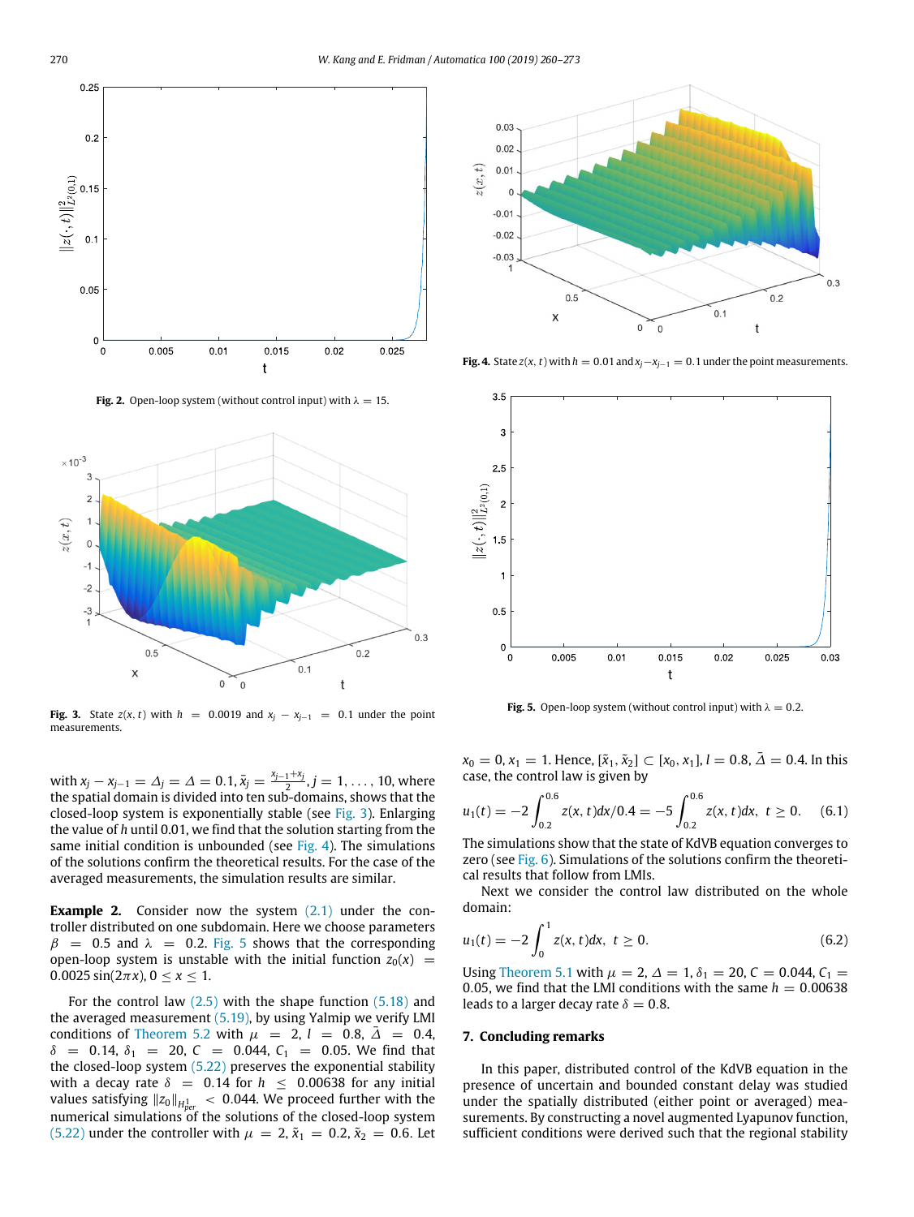Fig. 2. Open-loop system (without control input) with $\lambda = 15$.

Fig. 3. State $z(x,t)$ with $h = 0.0019$ and $x_j - x_{j-1} = 0.1$ under the point measurements.

Fig. 4. State $z(x,t)$ with $h = 0.01$ and $x_j - x_{j-1} = 0.1$ under the point measurements.

Fig. 5. Open-loop system (without control input) with $\lambda = 0.2$.

with $x_j - x_{j-1} = \Delta_j = \Delta = 0.1, \bar{x}_j = \frac{x_{j-1}+x_j}{2}, j = 1, \ldots, 10$, where the spatial domain is divided into ten sub-domains, shows that the closed-loop system is exponentially stable (see Fig. 3). Enlarging the value of $h$ until 0.01, we find that the solution starting from the same initial condition is unbounded (see Fig. 4). The simulations of the solutions confirm the theoretical results. For the case of the averaged measurements, the simulation results are similar.

**Example 2.** Consider now the system (2.1) under the controller distributed on one subdomain. Here we choose parameters $\beta = 0.5$ and $\lambda = 0.2$. Fig. 5 shows that the corresponding open-loop system is unstable with the initial function $z_0(x) = 0.0025 \sin(2\pi x), 0 \le x \le 1$.

For the control law (2.5) with the shape function (5.18) and the averaged measurement (5.19), by using Yalmip we verify LMI conditions of Theorem 5.2 with $\mu = 2$, $l = 0.8$, $\bar{\Delta} = 0.4$, $\delta = 0.14$, $\delta_1 = 20$, $C = 0.044$, $C_1 = 0.05$. We find that the closed-loop system (5.22) preserves the exponential stability with a decay rate $\delta = 0.14$ for $h \le 0.00638$ for any initial values satisfying $\|z_0\|_{H^1_{per}} < 0.044$. We proceed further with the numerical simulations of the solutions of the closed-loop system (5.22) under the controller with $\mu = 2, \bar{x}_1 = 0.2, \bar{x}_2 = 0.6$. Let $x_0 = 0, x_1 = 1$. Hence, $[\bar{x}_1, \bar{x}_2] \subset [x_0, x_1]$, $l = 0.8$, $\bar{\Delta} = 0.4$. In this case, the control law is given by

$$u_1(t) = -2\int_{0.2}^{0.6} z(x,t)dx/0.4 = -5\int_{0.2}^{0.6} z(x,t)dx, \ \ t \ge 0. \qquad (6.1)$$

The simulations show that the state of KdVB equation converges to zero (see Fig. 6). Simulations of the solutions confirm the theoretical results that follow from LMIs.

Next we consider the control law distributed on the whole domain:

$$u_1(t) = -2\int_0^1 z(x,t)dx, \ \ t \ge 0. \qquad (6.2)$$

Using Theorem 5.1 with $\mu = 2$, $\Delta = 1$, $\delta_1 = 20$, $C = 0.044$, $C_1 = 0.05$, we find that the LMI conditions with the same $h = 0.00638$ leads to a larger decay rate $\delta = 0.8$.

## 7. Concluding remarks

In this paper, distributed control of the KdVB equation in the presence of uncertain and bounded constant delay was studied under the spatially distributed (either point or averaged) measurements. By constructing a novel augmented Lyapunov function, sufficient conditions were derived such that the regional stability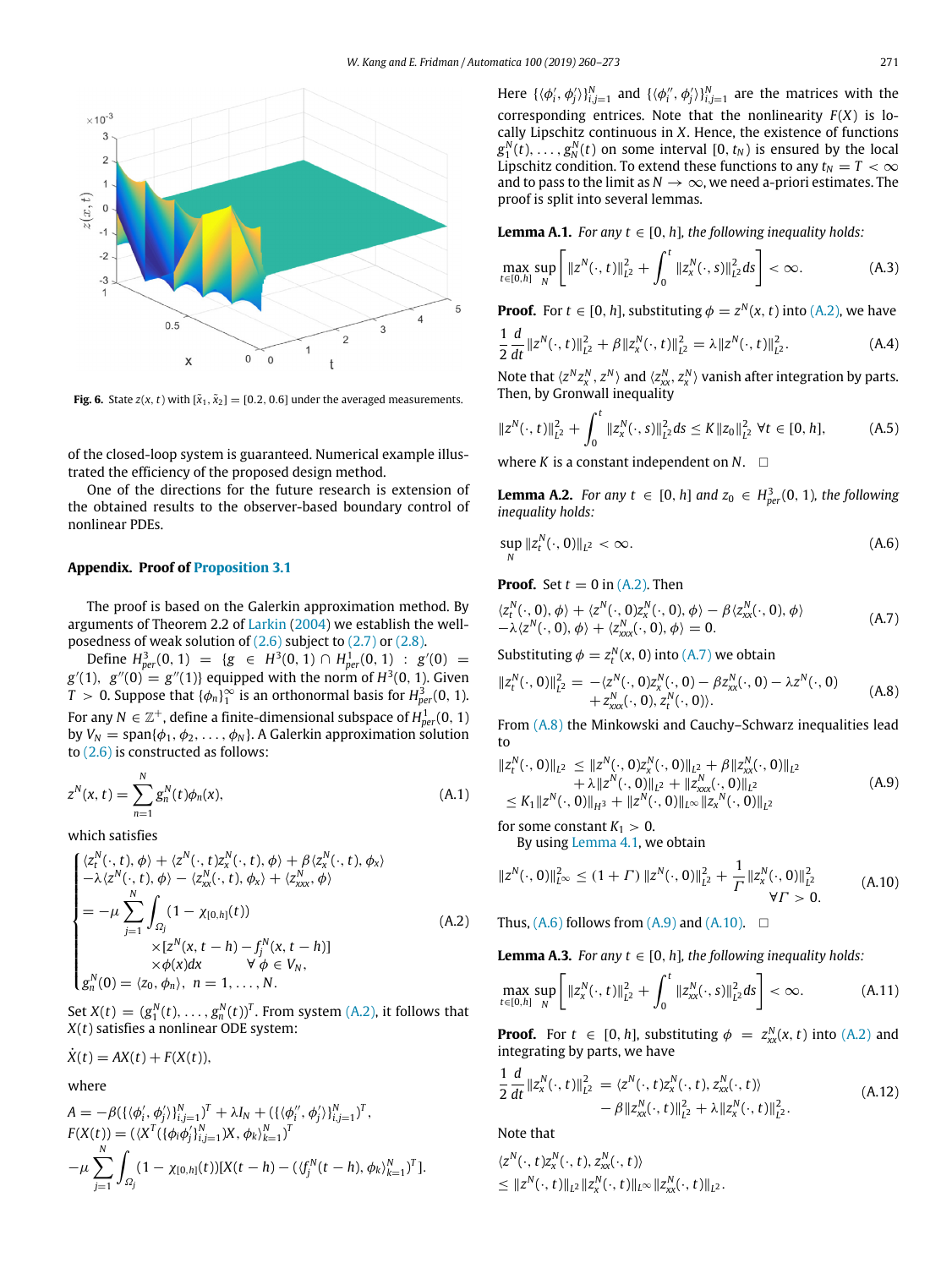**Fig. 6.** State $z(x, t)$ with $[\tilde{x}_1, \tilde{x}_2] = [0.2, 0.6]$ under the averaged measurements.

of the closed-loop system is guaranteed. Numerical example illustrated the efficiency of the proposed design method.

One of the directions for the future research is extension of the obtained results to the observer-based boundary control of nonlinear PDEs.

## Appendix. Proof of Proposition 3.1

The proof is based on the Galerkin approximation method. By arguments of Theorem 2.2 of Larkin (2004) we establish the well-posedness of weak solution of (2.6) subject to (2.7) or (2.8).

Define $H^3_{per}(0,1) = \{g \in H^3(0,1) \cap H^1_{per}(0,1) : g'(0) = g'(1),\ g''(0) = g''(1)\}$ equipped with the norm of $H^3(0,1)$. Given $T > 0$. Suppose that $\{\phi_n\}_1^\infty$ is an orthonormal basis for $H^3_{per}(0,1)$. For any $N \in \mathbb{Z}^+$, define a finite-dimensional subspace of $H^1_{per}(0,1)$ by $V_N = \text{span}\{\phi_1, \phi_2, \ldots, \phi_N\}$. A Galerkin approximation solution to (2.6) is constructed as follows:

$$z^N(x,t) = \sum_{n=1}^{N} g_n^N(t)\phi_n(x), \tag{A.1}$$

which satisfies

$$\begin{cases} \langle z_t^N(\cdot,t),\phi\rangle + \langle z^N(\cdot,t)z_x^N(\cdot,t),\phi\rangle + \beta\langle z_x^N(\cdot,t),\phi_x\rangle \\ -\lambda\langle z^N(\cdot,t),\phi\rangle - \langle z_{xx}^N(\cdot,t),\phi_x\rangle + \langle z_{xxx}^N,\phi\rangle \\ = -\mu\sum_{j=1}^{N}\int_{\Omega_j}(1-\chi_{[0,h]}(t)) \\ \qquad \times[z^N(x,t-h) - f_j^N(x,t-h)] \\ \qquad \times\phi(x)dx \qquad \forall\,\phi\in V_N, \\ g_n^N(0) = \langle z_0,\phi_n\rangle,\ n = 1,\ldots,N. \end{cases} \tag{A.2}$$

Set $X(t) = (g_1^N(t),\ldots,g_N^N(t))^T$. From system (A.2), it follows that $X(t)$ satisfies a nonlinear ODE system:

$$\dot{X}(t) = AX(t) + F(X(t)),$$

where

$$\begin{aligned} A &= -\beta(\{\langle\phi_i',\phi_j'\rangle\}_{i,j=1}^N)^T + \lambda I_N + (\{\langle\phi_i'',\phi_j'\rangle\}_{i,j=1}^N)^T, \\ F(X(t)) &= (\langle X^T(\{\phi_i\phi_j'\}_{i,j=1}^N)X,\phi_k\rangle_{k=1}^N)^T \\ &-\mu\sum_{j=1}^{N}\int_{\Omega_j}(1-\chi_{[0,h]}(t))[X(t-h) - (\langle f_j^N(t-h),\phi_k\rangle_{k=1}^N)^T]. \end{aligned}$$

Here $\{\langle\phi_i',\phi_j'\rangle\}_{i,j=1}^N$ and $\{\langle\phi_i'',\phi_j'\rangle\}_{i,j=1}^N$ are the matrices with the corresponding entries. Note that the nonlinearity $F(X)$ is locally Lipschitz continuous in $X$. Hence, the existence of functions $g_1^N(t),\ldots,g_N^N(t)$ on some interval $[0,t_N)$ is ensured by the local Lipschitz condition. To extend these functions to any $t_N = T < \infty$ and to pass to the limit as $N \to \infty$, we need a-priori estimates. The proof is split into several lemmas.

**Lemma A.1.** *For any $t \in [0,h]$, the following inequality holds:*

$$\max_{t\in[0,h]}\sup_N\left[\|z^N(\cdot,t)\|_{L^2}^2 + \int_0^t \|z_x^N(\cdot,s)\|_{L^2}^2 ds\right] < \infty. \tag{A.3}$$

**Proof.** For $t \in [0,h]$, substituting $\phi = z^N(x,t)$ into (A.2), we have

$$\frac{1}{2}\frac{d}{dt}\|z^N(\cdot,t)\|_{L^2}^2 + \beta\|z_x^N(\cdot,t)\|_{L^2}^2 = \lambda\|z^N(\cdot,t)\|_{L^2}^2. \tag{A.4}$$

Note that $\langle z^N z_x^N, z^N\rangle$ and $\langle z_{xx}^N, z_x^N\rangle$ vanish after integration by parts. Then, by Gronwall inequality

$$\|z^N(\cdot,t)\|_{L^2}^2 + \int_0^t \|z_x^N(\cdot,s)\|_{L^2}^2 ds \le K\|z_0\|_{L^2}^2\ \forall t\in[0,h], \tag{A.5}$$

where $K$ is a constant independent on $N$. □

**Lemma A.2.** *For any $t \in [0,h]$ and $z_0 \in H^3_{per}(0,1)$, the following inequality holds:*

$$\sup_N \|z_t^N(\cdot,0)\|_{L^2} < \infty. \tag{A.6}$$

**Proof.** Set $t = 0$ in (A.2). Then

$$\begin{aligned} &\langle z_t^N(\cdot,0),\phi\rangle + \langle z^N(\cdot,0)z_x^N(\cdot,0),\phi\rangle - \beta\langle z_{xx}^N(\cdot,0),\phi\rangle \\ &-\lambda\langle z^N(\cdot,0),\phi\rangle + \langle z_{xxx}^N(\cdot,0),\phi\rangle = 0. \end{aligned} \tag{A.7}$$

Substituting $\phi = z_t^N(x,0)$ into (A.7) we obtain

$$\begin{aligned} \|z_t^N(\cdot,0)\|_{L^2}^2 = &-\langle z^N(\cdot,0)z_x^N(\cdot,0) - \beta z_{xx}^N(\cdot,0) - \lambda z^N(\cdot,0) \\ &+ z_{xxx}^N(\cdot,0), z_t^N(\cdot,0)\rangle. \end{aligned} \tag{A.8}$$

From (A.8) the Minkowski and Cauchy–Schwarz inequalities lead to

$$\begin{aligned} \|z_t^N(\cdot,0)\|_{L^2} &\le \|z^N(\cdot,0)z_x^N(\cdot,0)\|_{L^2} + \beta\|z_{xx}^N(\cdot,0)\|_{L^2} \\ &\quad + \lambda\|z^N(\cdot,0)\|_{L^2} + \|z_{xxx}^N(\cdot,0)\|_{L^2} \\ &\le K_1\|z^N(\cdot,0)\|_{H^3} + \|z^N(\cdot,0)\|_{L^\infty}\|z_x^N(\cdot,0)\|_{L^2} \end{aligned} \tag{A.9}$$

for some constant $K_1 > 0$.

By using Lemma 4.1, we obtain

$$\|z^N(\cdot,0)\|_{L^\infty}^2 \le (1+\Gamma)\|z^N(\cdot,0)\|_{L^2}^2 + \frac{1}{\Gamma}\|z_x^N(\cdot,0)\|_{L^2}^2 \quad \forall\Gamma > 0. \tag{A.10}$$

Thus, (A.6) follows from (A.9) and (A.10). □

**Lemma A.3.** *For any $t \in [0,h]$, the following inequality holds:*

$$\max_{t\in[0,h]}\sup_N\left[\|z_x^N(\cdot,t)\|_{L^2}^2 + \int_0^t \|z_{xx}^N(\cdot,s)\|_{L^2}^2 ds\right] < \infty. \tag{A.11}$$

**Proof.** For $t \in [0,h]$, substituting $\phi = z_{xx}^N(x,t)$ into (A.2) and integrating by parts, we have

$$\begin{aligned} \frac{1}{2}\frac{d}{dt}\|z_x^N(\cdot,t)\|_{L^2}^2 &= \langle z^N(\cdot,t)z_x^N(\cdot,t), z_{xx}^N(\cdot,t)\rangle \\ &\quad - \beta\|z_{xx}^N(\cdot,t)\|_{L^2}^2 + \lambda\|z_x^N(\cdot,t)\|_{L^2}^2. \end{aligned} \tag{A.12}$$

Note that

$$\begin{aligned} &\langle z^N(\cdot,t)z_x^N(\cdot,t), z_{xx}^N(\cdot,t)\rangle \\ &\le \|z^N(\cdot,t)\|_{L^2}\|z_x^N(\cdot,t)\|_{L^\infty}\|z_{xx}^N(\cdot,t)\|_{L^2}. \end{aligned}$$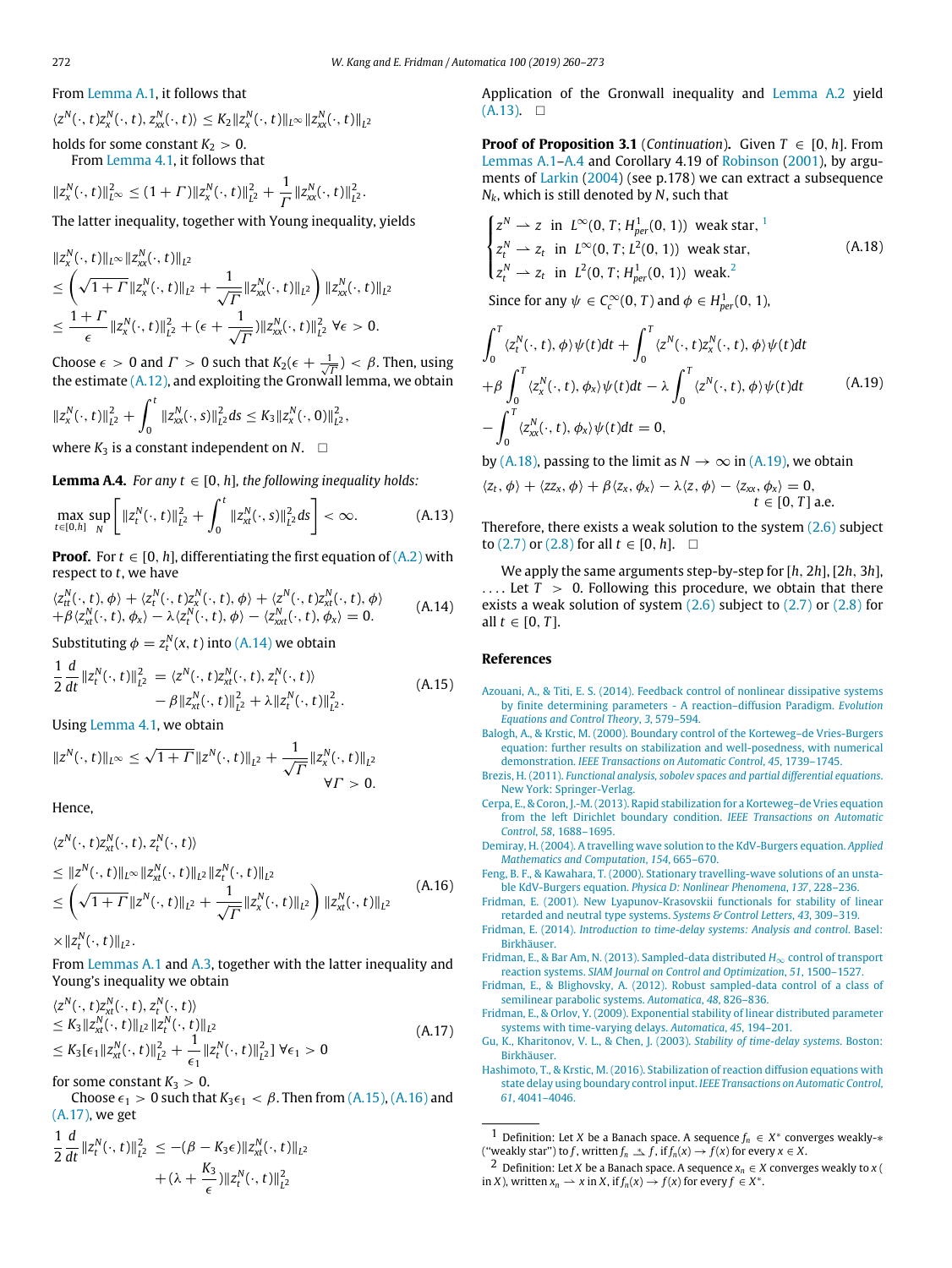From Lemma A.1, it follows that

$$\langle z^N(\cdot,t)z_x^N(\cdot,t), z_{xx}^N(\cdot,t)\rangle \le K_2\|z_x^N(\cdot,t)\|_{L^\infty}\|z_{xx}^N(\cdot,t)\|_{L^2}$$

holds for some constant $K_2 > 0$.

From Lemma 4.1, it follows that

$$\|z_x^N(\cdot,t)\|_{L^\infty}^2 \le (1+\Gamma)\|z_x^N(\cdot,t)\|_{L^2}^2 + \frac{1}{\Gamma}\|z_{xx}^N(\cdot,t)\|_{L^2}^2.$$

The latter inequality, together with Young inequality, yields

$$\begin{aligned}
&\|z_x^N(\cdot,t)\|_{L^\infty}\|z_{xx}^N(\cdot,t)\|_{L^2} \\
&\le \left(\sqrt{1+\Gamma}\|z_x^N(\cdot,t)\|_{L^2} + \frac{1}{\sqrt{\Gamma}}\|z_{xx}^N(\cdot,t)\|_{L^2}\right)\|z_{xx}^N(\cdot,t)\|_{L^2} \\
&\le \frac{1+\Gamma}{\epsilon}\|z_x^N(\cdot,t)\|_{L^2}^2 + (\epsilon + \frac{1}{\sqrt{\Gamma}})\|z_{xx}^N(\cdot,t)\|_{L^2}^2 \ \forall \epsilon > 0.
\end{aligned}$$

Choose $\epsilon > 0$ and $\Gamma > 0$ such that $K_2(\epsilon + \frac{1}{\sqrt{\Gamma}}) < \beta$. Then, using the estimate (A.12), and exploiting the Gronwall lemma, we obtain

$$\|z_x^N(\cdot,t)\|_{L^2}^2 + \int_0^t \|z_{xx}^N(\cdot,s)\|_{L^2}^2 ds \le K_3\|z_x^N(\cdot,0)\|_{L^2}^2,$$

where $K_3$ is a constant independent on $N$. □

**Lemma A.4.** *For any $t \in [0,h]$, the following inequality holds:*

$$\max_{t\in[0,h]}\sup_N \left[\|z_t^N(\cdot,t)\|_{L^2}^2 + \int_0^t \|z_{xt}^N(\cdot,s)\|_{L^2}^2 ds\right] < \infty. \tag{A.13}$$

**Proof.** For $t \in [0,h]$, differentiating the first equation of (A.2) with respect to $t$, we have

$$\begin{aligned}
&\langle z_{tt}^N(\cdot,t),\phi\rangle + \langle z_t^N(\cdot,t)z_x^N(\cdot,t),\phi\rangle + \langle z^N(\cdot,t)z_{xt}^N(\cdot,t),\phi\rangle \\
&+\beta\langle z_{xt}^N(\cdot,t),\phi_x\rangle - \lambda\langle z_t^N(\cdot,t),\phi\rangle - \langle z_{xxt}^N(\cdot,t),\phi_x\rangle = 0.
\end{aligned} \tag{A.14}$$

Substituting $\phi = z_t^N(x,t)$ into (A.14) we obtain

$$\begin{aligned}
\frac{1}{2}\frac{d}{dt}\|z_t^N(\cdot,t)\|_{L^2}^2 &= \langle z^N(\cdot,t)z_{xt}^N(\cdot,t), z_t^N(\cdot,t)\rangle \\
&\quad - \beta\|z_{xt}^N(\cdot,t)\|_{L^2}^2 + \lambda\|z_t^N(\cdot,t)\|_{L^2}^2.
\end{aligned} \tag{A.15}$$

Using Lemma 4.1, we obtain

$$\|z^N(\cdot,t)\|_{L^\infty} \le \sqrt{1+\Gamma}\|z^N(\cdot,t)\|_{L^2} + \frac{1}{\sqrt{\Gamma}}\|z_x^N(\cdot,t)\|_{L^2} \quad \forall \Gamma > 0.$$

Hence,

$$\begin{aligned}
&\langle z^N(\cdot,t)z_{xt}^N(\cdot,t), z_t^N(\cdot,t)\rangle \\
&\le \|z^N(\cdot,t)\|_{L^\infty}\|z_{xt}^N(\cdot,t)\|_{L^2}\|z_t^N(\cdot,t)\|_{L^2} \\
&\le \left(\sqrt{1+\Gamma}\|z^N(\cdot,t)\|_{L^2} + \frac{1}{\sqrt{\Gamma}}\|z_x^N(\cdot,t)\|_{L^2}\right)\|z_{xt}^N(\cdot,t)\|_{L^2} \\
&\times\|z_t^N(\cdot,t)\|_{L^2}.
\end{aligned} \tag{A.16}$$

From Lemmas A.1 and A.3, together with the latter inequality and Young's inequality we obtain

$$\begin{aligned}
&\langle z^N(\cdot,t)z_{xt}^N(\cdot,t), z_t^N(\cdot,t)\rangle \\
&\le K_3\|z_{xt}^N(\cdot,t)\|_{L^2}\|z_t^N(\cdot,t)\|_{L^2} \\
&\le K_3[\epsilon_1\|z_{xt}^N(\cdot,t)\|_{L^2}^2 + \frac{1}{\epsilon_1}\|z_t^N(\cdot,t)\|_{L^2}^2] \ \forall \epsilon_1 > 0
\end{aligned} \tag{A.17}$$

for some constant $K_3 > 0$.

Choose $\epsilon_1 > 0$ such that $K_3\epsilon_1 < \beta$. Then from (A.15), (A.16) and (A.17), we get

$$\begin{aligned}
\frac{1}{2}\frac{d}{dt}\|z_t^N(\cdot,t)\|_{L^2}^2 &\le -(\beta - K_3\epsilon)\|z_{xt}^N(\cdot,t)\|_{L^2} \\
&\quad + (\lambda + \frac{K_3}{\epsilon})\|z_t^N(\cdot,t)\|_{L^2}^2
\end{aligned}$$

Application of the Gronwall inequality and Lemma A.2 yield (A.13). □

**Proof of Proposition 3.1** (*Continuation*)**.** Given $T \in [0,h]$. From Lemmas A.1–A.4 and Corollary 4.19 of Robinson (2001), by arguments of Larkin (2004) (see p.178) we can extract a subsequence $N_k$, which is still denoted by $N$, such that

$$\begin{cases}
z^N \rightharpoonup z \ \text{ in } \ L^\infty(0,T;H^1_{per}(0,1)) \ \text{ weak star,}^{1} \\
z_t^N \rightharpoonup z_t \ \text{ in } \ L^\infty(0,T;L^2(0,1)) \ \text{ weak star,} \\
z_t^N \rightharpoonup z_t \ \text{ in } \ L^2(0,T;H^1_{per}(0,1)) \ \text{ weak.}^{2}
\end{cases} \tag{A.18}$$

Since for any $\psi \in C_c^\infty(0,T)$ and $\phi \in H^1_{per}(0,1)$,

$$\begin{aligned}
&\int_0^T \langle z_t^N(\cdot,t),\phi\rangle\psi(t)dt + \int_0^T \langle z^N(\cdot,t)z_x^N(\cdot,t),\phi\rangle\psi(t)dt \\
&+\beta\int_0^T \langle z_x^N(\cdot,t),\phi_x\rangle\psi(t)dt - \lambda\int_0^T \langle z^N(\cdot,t),\phi\rangle\psi(t)dt \\
&-\int_0^T \langle z_{xx}^N(\cdot,t),\phi_x\rangle\psi(t)dt = 0,
\end{aligned} \tag{A.19}$$

by (A.18), passing to the limit as $N \to \infty$ in (A.19), we obtain

$$\langle z_t,\phi\rangle + \langle zz_x,\phi\rangle + \beta\langle z_x,\phi_x\rangle - \lambda\langle z,\phi\rangle - \langle z_{xx},\phi_x\rangle = 0, \quad t \in [0,T] \text{ a.e.}$$

Therefore, there exists a weak solution to the system (2.6) subject to (2.7) or (2.8) for all $t \in [0,h]$. □

We apply the same arguments step-by-step for $[h,2h]$, $[2h,3h]$, .... Let $T > 0$. Following this procedure, we obtain that there exists a weak solution of system (2.6) subject to (2.7) or (2.8) for all $t \in [0,T]$.

## References

Azouani, A., & Titi, E. S. (2014). Feedback control of nonlinear dissipative systems by finite determining parameters - A reaction–diffusion Paradigm. *Evolution Equations and Control Theory*, *3*, 579–594.

Balogh, A., & Krstic, M. (2000). Boundary control of the Korteweg–de Vries-Burgers equation: further results on stabilization and well-posedness, with numerical demonstration. *IEEE Transactions on Automatic Control*, *45*, 1739–1745.

Brezis, H. (2011). *Functional analysis, sobolev spaces and partial differential equations*. New York: Springer-Verlag.

Cerpa, E., & Coron, J.-M. (2013). Rapid stabilization for a Korteweg–de Vries equation from the left Dirichlet boundary condition. *IEEE Transactions on Automatic Control*, *58*, 1688–1695.

Demiray, H. (2004). A travelling wave solution to the KdV-Burgers equation. *Applied Mathematics and Computation*, *154*, 665–670.

Feng, B. F., & Kawahara, T. (2000). Stationary travelling-wave solutions of an unstable KdV-Burgers equation. *Physica D: Nonlinear Phenomena*, *137*, 228–236.

Fridman, E. (2001). New Lyapunov-Krasovskii functionals for stability of linear retarded and neutral type systems. *Systems & Control Letters*, *43*, 309–319.

Fridman, E. (2014). *Introduction to time-delay systems: Analysis and control*. Basel: Birkhäuser.

Fridman, E., & Bar Am, N. (2013). Sampled-data distributed $H_\infty$ control of transport reaction systems. *SIAM Journal on Control and Optimization*, *51*, 1500–1527.

Fridman, E., & Blighovsky, A. (2012). Robust sampled-data control of a class of semilinear parabolic systems. *Automatica*, *48*, 826–836.

Fridman, E., & Orlov, Y. (2009). Exponential stability of linear distributed parameter systems with time-varying delays. *Automatica*, *45*, 194–201.

Gu, K., Kharitonov, V. L., & Chen, J. (2003). *Stability of time-delay systems*. Boston: Birkhäuser.

Hashimoto, T., & Krstic, M. (2016). Stabilization of reaction diffusion equations with state delay using boundary control input. *IEEE Transactions on Automatic Control*, *61*, 4041–4046.

---

[1] Definition: Let $X$ be a Banach space. A sequence $f_n \in X^*$ converges weakly-∗ ("weakly star") to $f$, written $f_n \overset{*}{\rightharpoonup} f$, if $f_n(x) \to f(x)$ for every $x \in X$.

[2] Definition: Let $X$ be a Banach space. A sequence $x_n \in X$ converges weakly to $x$ ( in $X$), written $x_n \rightharpoonup x$ in $X$, if $f_n(x) \to f(x)$ for every $f \in X^*$.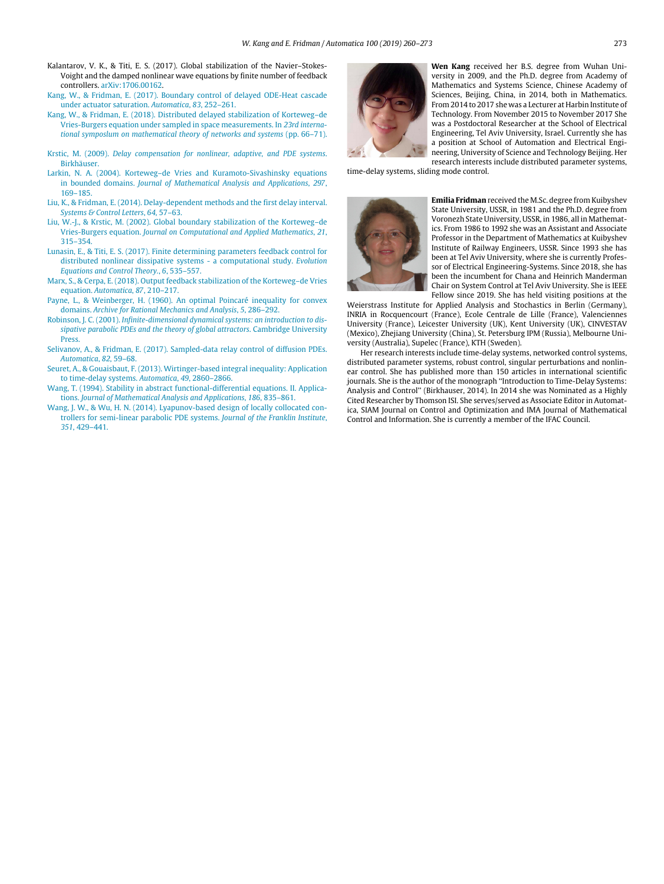Kalantarov, V. K., & Titi, E. S. (2017). Global stabilization of the Navier–Stokes-Voight and the damped nonlinear wave equations by finite number of feedback controllers. arXiv:1706.00162.

Kang, W., & Fridman, E. (2017). Boundary control of delayed ODE-Heat cascade under actuator saturation. *Automatica*, *83*, 252–261.

Kang, W., & Fridman, E. (2018). Distributed delayed stabilization of Korteweg–de Vries-Burgers equation under sampled in space measurements. In *23rd international symposium on mathematical theory of networks and systems* (pp. 66–71).

Krstic, M. (2009). *Delay compensation for nonlinear, adaptive, and PDE systems*. Birkhäuser.

Larkin, N. A. (2004). Korteweg–de Vries and Kuramoto-Sivashinsky equations in bounded domains. *Journal of Mathematical Analysis and Applications*, *297*, 169–185.

Liu, K., & Fridman, E. (2014). Delay-dependent methods and the first delay interval. *Systems & Control Letters*, *64*, 57–63.

Liu, W.-J., & Krstic, M. (2002). Global boundary stabilization of the Korteweg–de Vries-Burgers equation. *Journal on Computational and Applied Mathematics*, *21*, 315–354.

Lunasin, E., & Titi, E. S. (2017). Finite determining parameters feedback control for distributed nonlinear dissipative systems - a computational study. *Evolution Equations and Control Theory.*, *6*, 535–557.

Marx, S., & Cerpa, E. (2018). Output feedback stabilization of the Korteweg–de Vries equation. *Automatica*, *87*, 210–217.

Payne, L., & Weinberger, H. (1960). An optimal Poincaré inequality for convex domains. *Archive for Rational Mechanics and Analysis*, *5*, 286–292.

Robinson, J. C. (2001). *Infinite-dimensional dynamical systems: an introduction to dissipative parabolic PDEs and the theory of global attractors*. Cambridge University Press.

Selivanov, A., & Fridman, E. (2017). Sampled-data relay control of diffusion PDEs. *Automatica*, *82*, 59–68.

Seuret, A., & Gouaisbaut, F. (2013). Wirtinger-based integral inequality: Application to time-delay systems. *Automatica*, *49*, 2860–2866.

Wang, T. (1994). Stability in abstract functional-differential equations. II. Applications. *Journal of Mathematical Analysis and Applications*, *186*, 835–861.

Wang, J. W., & Wu, H. N. (2014). Lyapunov-based design of locally collocated controllers for semi-linear parabolic PDE systems. *Journal of the Franklin Institute*, *351*, 429–441.

**Wen Kang** received her B.S. degree from Wuhan University in 2009, and the Ph.D. degree from Academy of Mathematics and Systems Science, Chinese Academy of Sciences, Beijing, China, in 2014, both in Mathematics. From 2014 to 2017 she was a Lecturer at Harbin Institute of Technology. From November 2015 to November 2017 She was a Postdoctoral Researcher at the School of Electrical Engineering, Tel Aviv University, Israel. Currently she has a position at School of Automation and Electrical Engineering, University of Science and Technology Beijing. Her research interests include distributed parameter systems, time-delay systems, sliding mode control.

**Emilia Fridman** received the M.Sc. degree from Kuibyshev State University, USSR, in 1981 and the Ph.D. degree from Voronezh State University, USSR, in 1986, all in Mathematics. From 1986 to 1992 she was an Assistant and Associate Professor in the Department of Mathematics at Kuibyshev Institute of Railway Engineers, USSR. Since 1993 she has been at Tel Aviv University, where she is currently Professor of Electrical Engineering-Systems. Since 2018, she has been the incumbent for Chana and Heinrich Manderman Chair on System Control at Tel Aviv University. She is IEEE Fellow since 2019. She has held visiting positions at the Weierstrass Institute for Applied Analysis and Stochastics in Berlin (Germany), INRIA in Rocquencourt (France), Ecole Centrale de Lille (France), Valenciennes University (France), Leicester University (UK), Kent University (UK), CINVESTAV (Mexico), Zhejiang University (China), St. Petersburg IPM (Russia), Melbourne University (Australia), Supelec (France), KTH (Sweden).

Her research interests include time-delay systems, networked control systems, distributed parameter systems, robust control, singular perturbations and nonlinear control. She has published more than 150 articles in international scientific journals. She is the author of the monograph "Introduction to Time-Delay Systems: Analysis and Control" (Birkhauser, 2014). In 2014 she was Nominated as a Highly Cited Researcher by Thomson ISI. She serves/served as Associate Editor in Automatica, SIAM Journal on Control and Optimization and IMA Journal of Mathematical Control and Information. She is currently a member of the IFAC Council.